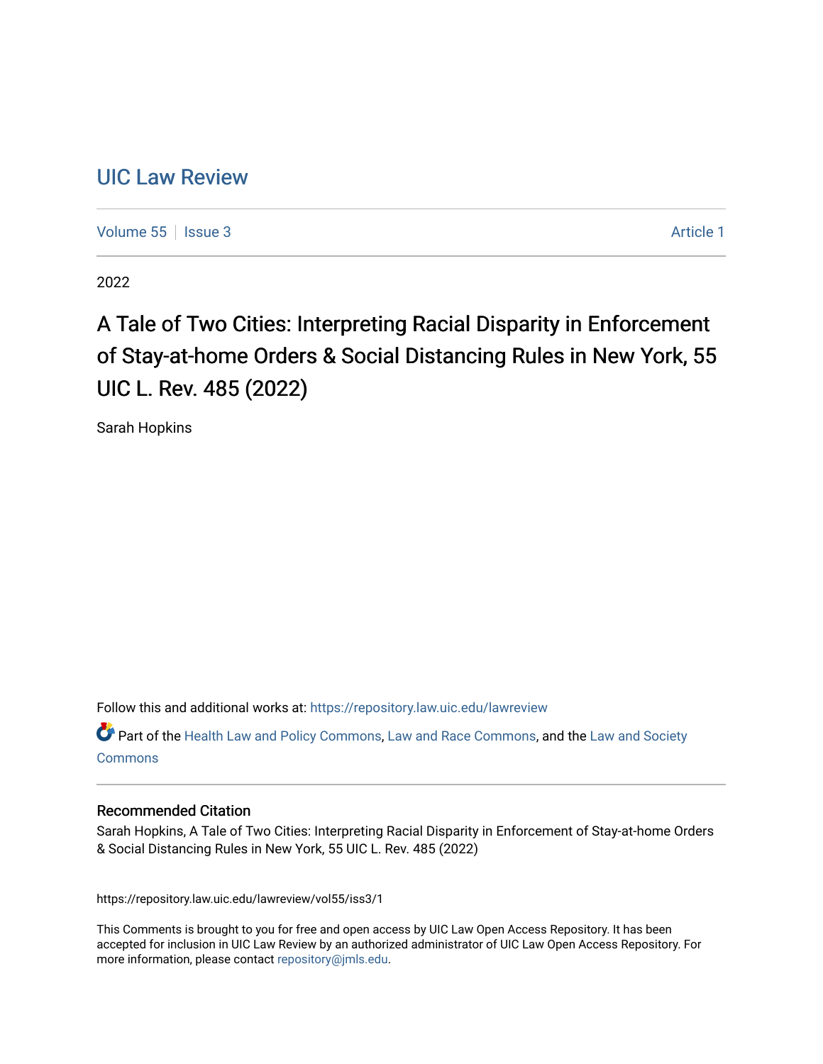# UIC Law Review

Volume 55 | Issue 3 | Article 1

2022

## A Tale of Two Cities: Interpreting Racial Disparity in Enforcement of Stay-at-home Orders & Social Distancing Rules in New York, 55 UIC L. Rev. 485 (2022)

Sarah Hopkins

Follow this and additional works at: https://repository.law.uic.edu/lawreview

Part of the Health Law and Policy Commons, Law and Race Commons, and the Law and Society Commons

### Recommended Citation

Sarah Hopkins, A Tale of Two Cities: Interpreting Racial Disparity in Enforcement of Stay-at-home Orders & Social Distancing Rules in New York, 55 UIC L. Rev. 485 (2022)

https://repository.law.uic.edu/lawreview/vol55/iss3/1

This Comments is brought to you for free and open access by UIC Law Open Access Repository. It has been accepted for inclusion in UIC Law Review by an authorized administrator of UIC Law Open Access Repository. For more information, please contact repository@jmls.edu.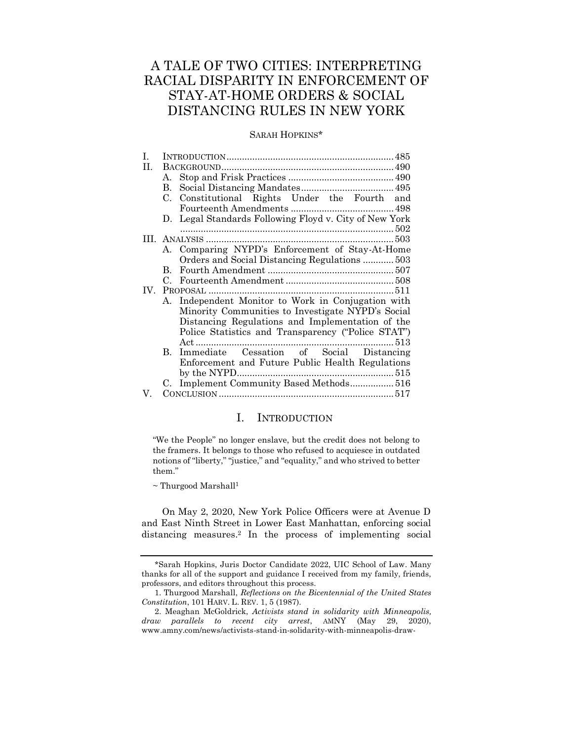# A TALE OF TWO CITIES: INTERPRETING RACIAL DISPARITY IN ENFORCEMENT OF STAY-AT-HOME ORDERS & SOCIAL DISTANCING RULES IN NEW YORK

SARAH HOPKINS*

| | | |
|---|---|---|
| I. | INTRODUCTION | 485 |
| II. | BACKGROUND | 490 |
| | A. Stop and Frisk Practices | 490 |
| | B. Social Distancing Mandates | 495 |
| | C. Constitutional Rights Under the Fourth and Fourteenth Amendments | 498 |
| | D. Legal Standards Following Floyd v. City of New York | 502 |
| III. | ANALYSIS | 503 |
| | A. Comparing NYPD's Enforcement of Stay-At-Home Orders and Social Distancing Regulations | 503 |
| | B. Fourth Amendment | 507 |
| | C. Fourteenth Amendment | 508 |
| IV. | PROPOSAL | 511 |
| | A. Independent Monitor to Work in Conjugation with Minority Communities to Investigate NYPD's Social Distancing Regulations and Implementation of the Police Statistics and Transparency ("Police STAT") Act | 513 |
| | B. Immediate Cessation of Social Distancing Enforcement and Future Public Health Regulations by the NYPD | 515 |
| | C. Implement Community Based Methods | 516 |
| V. | CONCLUSION | 517 |

## I. INTRODUCTION

> "We the People" no longer enslave, but the credit does not belong to the framers. It belongs to those who refused to acquiesce in outdated notions of "liberty," "justice," and "equality," and who strived to better them."
>
> ~ Thurgood Marshall[1]

On May 2, 2020, New York Police Officers were at Avenue D and East Ninth Street in Lower East Manhattan, enforcing social distancing measures.[2] In the process of implementing social

---

*Sarah Hopkins, Juris Doctor Candidate 2022, UIC School of Law. Many thanks for all of the support and guidance I received from my family, friends, professors, and editors throughout this process.

1. Thurgood Marshall, *Reflections on the Bicentennial of the United States Constitution*, 101 HARV. L. REV. 1, 5 (1987).

2. Meaghan McGoldrick, *Activists stand in solidarity with Minneapolis, draw parallels to recent city arrest*, AMNY (May 29, 2020), www.amny.com/news/activists-stand-in-solidarity-with-minneapolis-draw-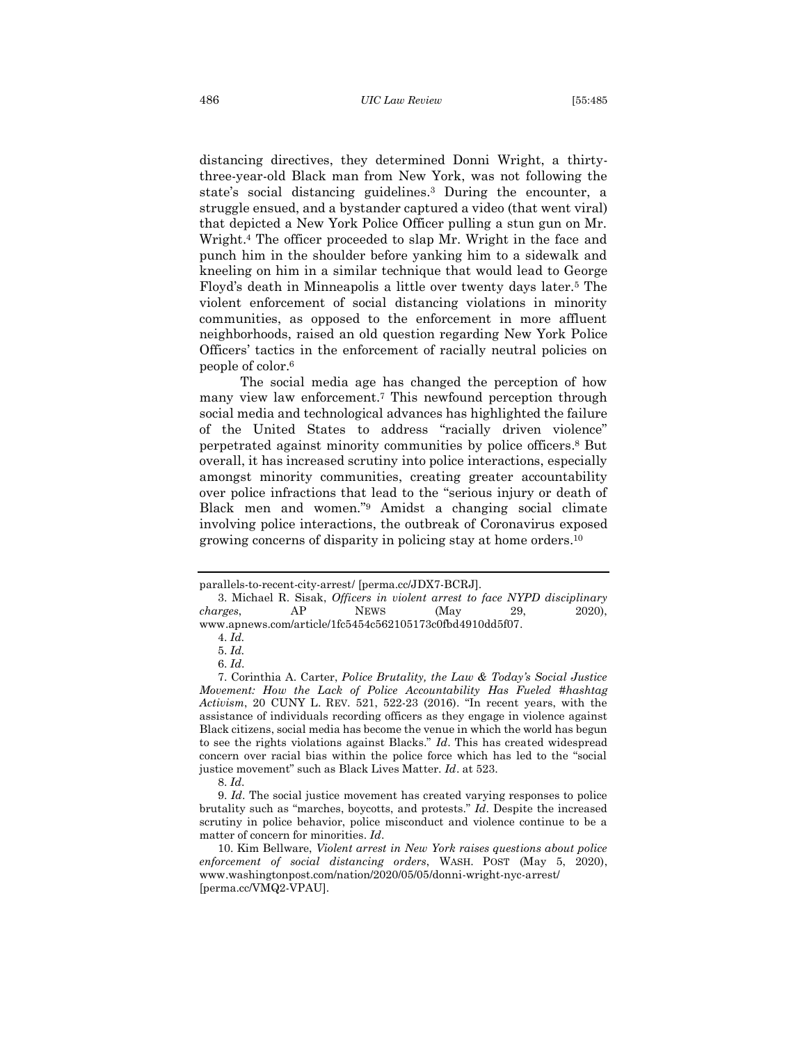distancing directives, they determined Donni Wright, a thirty-three-year-old Black man from New York, was not following the state's social distancing guidelines.[3] During the encounter, a struggle ensued, and a bystander captured a video (that went viral) that depicted a New York Police Officer pulling a stun gun on Mr. Wright.[4] The officer proceeded to slap Mr. Wright in the face and punch him in the shoulder before yanking him to a sidewalk and kneeling on him in a similar technique that would lead to George Floyd's death in Minneapolis a little over twenty days later.[5] The violent enforcement of social distancing violations in minority communities, as opposed to the enforcement in more affluent neighborhoods, raised an old question regarding New York Police Officers' tactics in the enforcement of racially neutral policies on people of color.[6]

The social media age has changed the perception of how many view law enforcement.[7] This newfound perception through social media and technological advances has highlighted the failure of the United States to address "racially driven violence" perpetrated against minority communities by police officers.[8] But overall, it has increased scrutiny into police interactions, especially amongst minority communities, creating greater accountability over police infractions that lead to the "serious injury or death of Black men and women."[9] Amidst a changing social climate involving police interactions, the outbreak of Coronavirus exposed growing concerns of disparity in policing stay at home orders.[10]

---

parallels-to-recent-city-arrest/ [perma.cc/JDX7-BCRJ].

3. Michael R. Sisak, *Officers in violent arrest to face NYPD disciplinary charges*, AP NEWS (May 29, 2020), www.apnews.com/article/1fc5454c562105173c0fbd4910dd5f07.

4. *Id.*

5. *Id.*

6. *Id.*

7. Corinthia A. Carter, *Police Brutality, the Law & Today's Social Justice Movement: How the Lack of Police Accountability Has Fueled #hashtag Activism*, 20 CUNY L. REV. 521, 522-23 (2016). "In recent years, with the assistance of individuals recording officers as they engage in violence against Black citizens, social media has become the venue in which the world has begun to see the rights violations against Blacks." *Id*. This has created widespread concern over racial bias within the police force which has led to the "social justice movement" such as Black Lives Matter. *Id*. at 523.

8. *Id*.

9. *Id*. The social justice movement has created varying responses to police brutality such as "marches, boycotts, and protests." *Id*. Despite the increased scrutiny in police behavior, police misconduct and violence continue to be a matter of concern for minorities. *Id*.

10. Kim Bellware, *Violent arrest in New York raises questions about police enforcement of social distancing orders*, WASH. POST (May 5, 2020), www.washingtonpost.com/nation/2020/05/05/donni-wright-nyc-arrest/ [perma.cc/VMQ2-VPAU].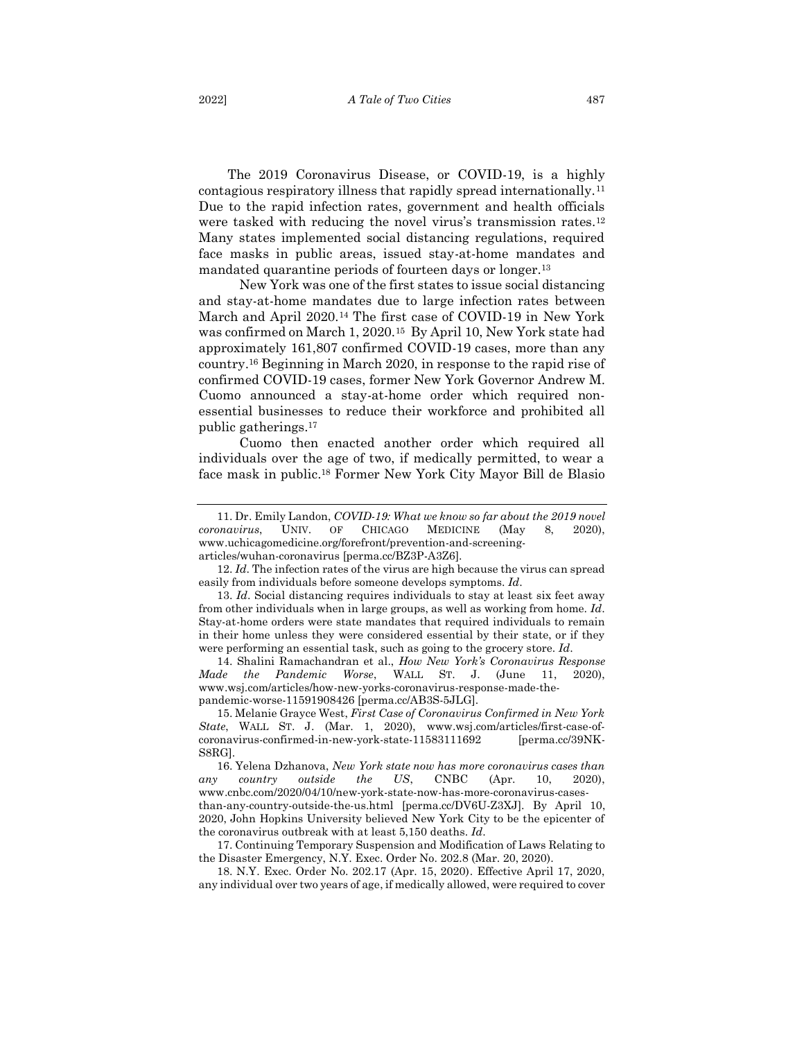The 2019 Coronavirus Disease, or COVID-19, is a highly contagious respiratory illness that rapidly spread internationally.[11] Due to the rapid infection rates, government and health officials were tasked with reducing the novel virus's transmission rates.[12] Many states implemented social distancing regulations, required face masks in public areas, issued stay-at-home mandates and mandated quarantine periods of fourteen days or longer.[13]

New York was one of the first states to issue social distancing and stay-at-home mandates due to large infection rates between March and April 2020.[14] The first case of COVID-19 in New York was confirmed on March 1, 2020.[15] By April 10, New York state had approximately 161,807 confirmed COVID-19 cases, more than any country.[16] Beginning in March 2020, in response to the rapid rise of confirmed COVID-19 cases, former New York Governor Andrew M. Cuomo announced a stay-at-home order which required non-essential businesses to reduce their workforce and prohibited all public gatherings.[17]

Cuomo then enacted another order which required all individuals over the age of two, if medically permitted, to wear a face mask in public.[18] Former New York City Mayor Bill de Blasio

---

11. Dr. Emily Landon, *COVID-19: What we know so far about the 2019 novel coronavirus*, UNIV. OF CHICAGO MEDICINE (May 8, 2020), www.uchicagomedicine.org/forefront/prevention-and-screening-articles/wuhan-coronavirus [perma.cc/BZ3P-A3Z6].

12. *Id*. The infection rates of the virus are high because the virus can spread easily from individuals before someone develops symptoms. *Id*.

13. *Id*. Social distancing requires individuals to stay at least six feet away from other individuals when in large groups, as well as working from home. *Id*. Stay-at-home orders were state mandates that required individuals to remain in their home unless they were considered essential by their state, or if they were performing an essential task, such as going to the grocery store. *Id*.

14. Shalini Ramachandran et al., *How New York's Coronavirus Response Made the Pandemic Worse*, WALL ST. J. (June 11, 2020), www.wsj.com/articles/how-new-yorks-coronavirus-response-made-the-pandemic-worse-11591908426 [perma.cc/AB3S-5JLG].

15. Melanie Grayce West, *First Case of Coronavirus Confirmed in New York State*, WALL ST. J. (Mar. 1, 2020), www.wsj.com/articles/first-case-of-coronavirus-confirmed-in-new-york-state-11583111692 [perma.cc/39NK-S8RG].

16. Yelena Dzhanova, *New York state now has more coronavirus cases than any country outside the US*, CNBC (Apr. 10, 2020), www.cnbc.com/2020/04/10/new-york-state-now-has-more-coronavirus-cases-than-any-country-outside-the-us.html [perma.cc/DV6U-Z3XJ]. By April 10, 2020, John Hopkins University believed New York City to be the epicenter of the coronavirus outbreak with at least 5,150 deaths. *Id*.

17. Continuing Temporary Suspension and Modification of Laws Relating to the Disaster Emergency, N.Y. Exec. Order No. 202.8 (Mar. 20, 2020).

18. N.Y. Exec. Order No. 202.17 (Apr. 15, 2020). Effective April 17, 2020, any individual over two years of age, if medically allowed, were required to cover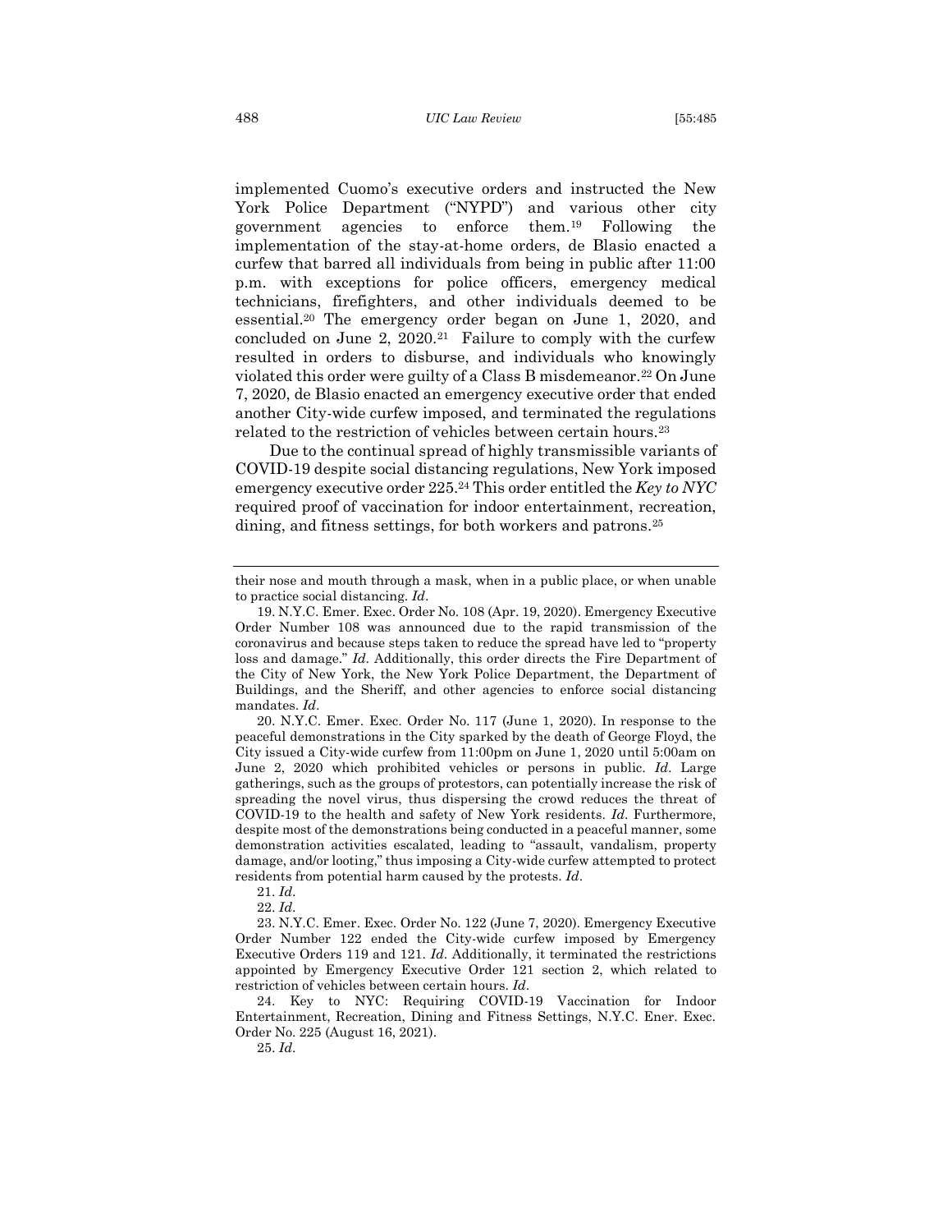implemented Cuomo's executive orders and instructed the New York Police Department ("NYPD") and various other city government agencies to enforce them.[19] Following the implementation of the stay-at-home orders, de Blasio enacted a curfew that barred all individuals from being in public after 11:00 p.m. with exceptions for police officers, emergency medical technicians, firefighters, and other individuals deemed to be essential.[20] The emergency order began on June 1, 2020, and concluded on June 2, 2020.[21] Failure to comply with the curfew resulted in orders to disburse, and individuals who knowingly violated this order were guilty of a Class B misdemeanor.[22] On June 7, 2020, de Blasio enacted an emergency executive order that ended another City-wide curfew imposed, and terminated the regulations related to the restriction of vehicles between certain hours.[23]

Due to the continual spread of highly transmissible variants of COVID-19 despite social distancing regulations, New York imposed emergency executive order 225.[24] This order entitled the *Key to NYC* required proof of vaccination for indoor entertainment, recreation, dining, and fitness settings, for both workers and patrons.[25]

---

their nose and mouth through a mask, when in a public place, or when unable to practice social distancing. *Id*.

19. N.Y.C. Emer. Exec. Order No. 108 (Apr. 19, 2020). Emergency Executive Order Number 108 was announced due to the rapid transmission of the coronavirus and because steps taken to reduce the spread have led to "property loss and damage." *Id*. Additionally, this order directs the Fire Department of the City of New York, the New York Police Department, the Department of Buildings, and the Sheriff, and other agencies to enforce social distancing mandates. *Id*.

20. N.Y.C. Emer. Exec. Order No. 117 (June 1, 2020). In response to the peaceful demonstrations in the City sparked by the death of George Floyd, the City issued a City-wide curfew from 11:00pm on June 1, 2020 until 5:00am on June 2, 2020 which prohibited vehicles or persons in public. *Id*. Large gatherings, such as the groups of protestors, can potentially increase the risk of spreading the novel virus, thus dispersing the crowd reduces the threat of COVID-19 to the health and safety of New York residents. *Id*. Furthermore, despite most of the demonstrations being conducted in a peaceful manner, some demonstration activities escalated, leading to "assault, vandalism, property damage, and/or looting," thus imposing a City-wide curfew attempted to protect residents from potential harm caused by the protests. *Id*.

21. *Id*.

22. *Id*.

23. N.Y.C. Emer. Exec. Order No. 122 (June 7, 2020). Emergency Executive Order Number 122 ended the City-wide curfew imposed by Emergency Executive Orders 119 and 121. *Id*. Additionally, it terminated the restrictions appointed by Emergency Executive Order 121 section 2, which related to restriction of vehicles between certain hours. *Id*.

24. Key to NYC: Requiring COVID-19 Vaccination for Indoor Entertainment, Recreation, Dining and Fitness Settings, N.Y.C. Ener. Exec. Order No. 225 (August 16, 2021).

25. *Id*.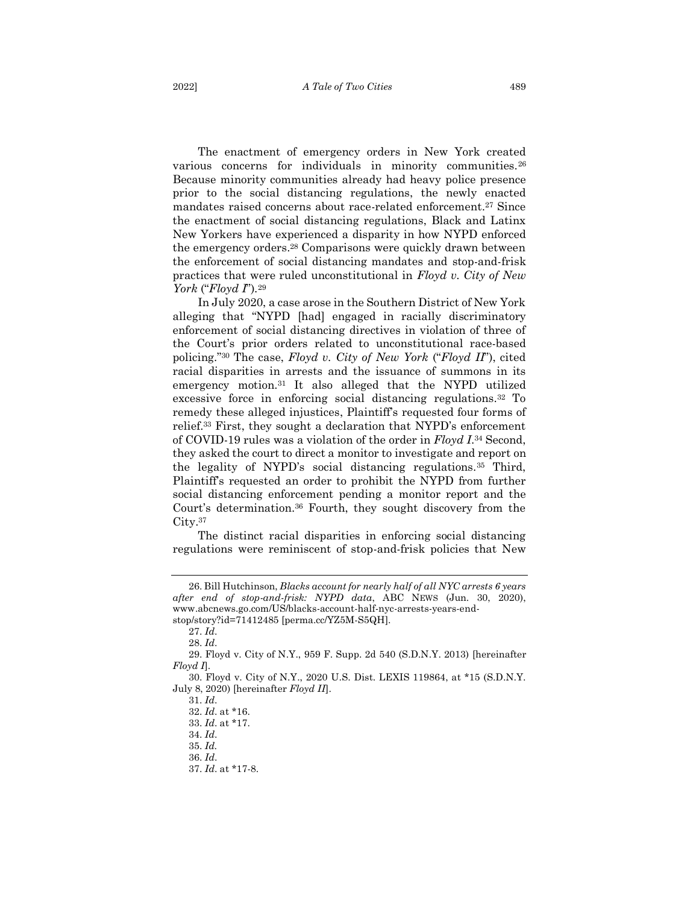The enactment of emergency orders in New York created various concerns for individuals in minority communities.[26] Because minority communities already had heavy police presence prior to the social distancing regulations, the newly enacted mandates raised concerns about race-related enforcement.[27] Since the enactment of social distancing regulations, Black and Latinx New Yorkers have experienced a disparity in how NYPD enforced the emergency orders.[28] Comparisons were quickly drawn between the enforcement of social distancing mandates and stop-and-frisk practices that were ruled unconstitutional in *Floyd v. City of New York* ("*Floyd I*").[29]

In July 2020, a case arose in the Southern District of New York alleging that "NYPD [had] engaged in racially discriminatory enforcement of social distancing directives in violation of three of the Court's prior orders related to unconstitutional race-based policing."[30] The case, *Floyd v. City of New York* ("*Floyd II*"), cited racial disparities in arrests and the issuance of summons in its emergency motion.[31] It also alleged that the NYPD utilized excessive force in enforcing social distancing regulations.[32] To remedy these alleged injustices, Plaintiff's requested four forms of relief.[33] First, they sought a declaration that NYPD's enforcement of COVID-19 rules was a violation of the order in *Floyd I*.[34] Second, they asked the court to direct a monitor to investigate and report on the legality of NYPD's social distancing regulations.[35] Third, Plaintiff's requested an order to prohibit the NYPD from further social distancing enforcement pending a monitor report and the Court's determination.[36] Fourth, they sought discovery from the City.[37]

The distinct racial disparities in enforcing social distancing regulations were reminiscent of stop-and-frisk policies that New

---

26. Bill Hutchinson, *Blacks account for nearly half of all NYC arrests 6 years after end of stop-and-frisk: NYPD data*, ABC NEWS (Jun. 30, 2020), www.abcnews.go.com/US/blacks-account-half-nyc-arrests-years-end-stop/story?id=71412485 [perma.cc/YZ5M-S5QH].

27. *Id*.

28. *Id*.

29. Floyd v. City of N.Y., 959 F. Supp. 2d 540 (S.D.N.Y. 2013) [hereinafter *Floyd I*].

30. Floyd v. City of N.Y., 2020 U.S. Dist. LEXIS 119864, at *15 (S.D.N.Y. July 8, 2020) [hereinafter *Floyd II*].

31. *Id*.

32. *Id*. at *16.

33. *Id*. at *17.

34. *Id*.

35. *Id*.

36. *Id*.

37. *Id*. at *17-8.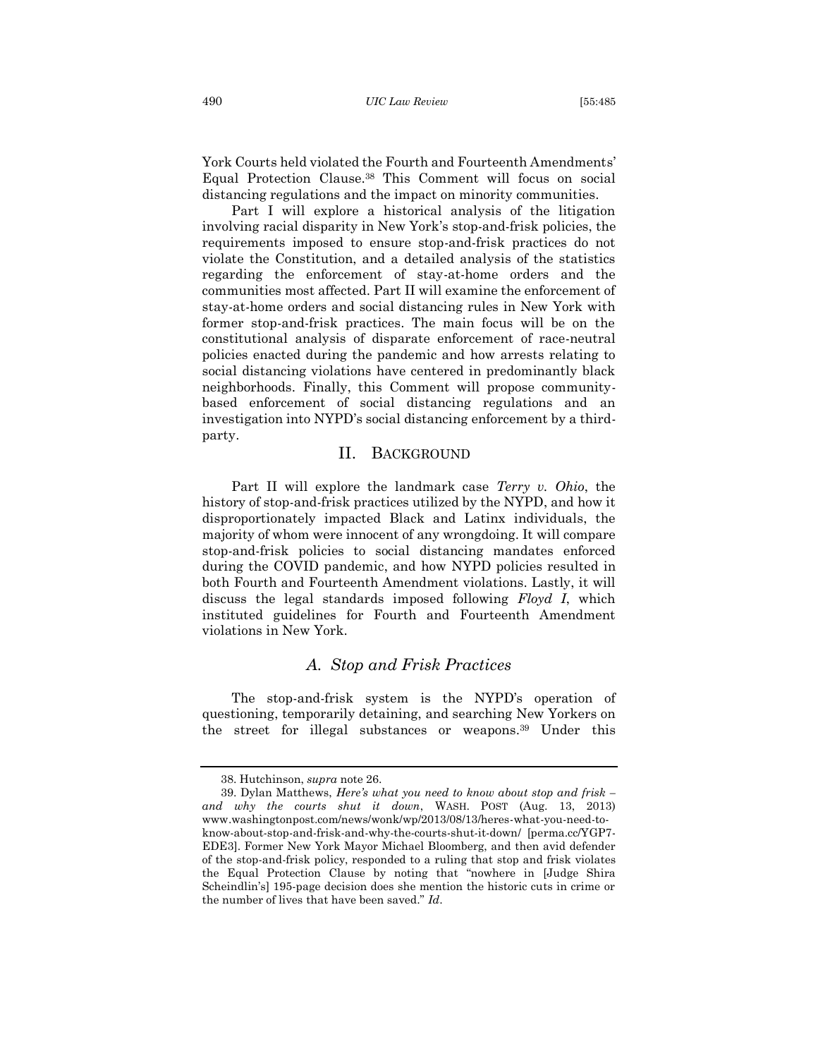York Courts held violated the Fourth and Fourteenth Amendments' Equal Protection Clause.[38] This Comment will focus on social distancing regulations and the impact on minority communities.

Part I will explore a historical analysis of the litigation involving racial disparity in New York's stop-and-frisk policies, the requirements imposed to ensure stop-and-frisk practices do not violate the Constitution, and a detailed analysis of the statistics regarding the enforcement of stay-at-home orders and the communities most affected. Part II will examine the enforcement of stay-at-home orders and social distancing rules in New York with former stop-and-frisk practices. The main focus will be on the constitutional analysis of disparate enforcement of race-neutral policies enacted during the pandemic and how arrests relating to social distancing violations have centered in predominantly black neighborhoods. Finally, this Comment will propose community-based enforcement of social distancing regulations and an investigation into NYPD's social distancing enforcement by a third-party.

## II. BACKGROUND

Part II will explore the landmark case *Terry v. Ohio*, the history of stop-and-frisk practices utilized by the NYPD, and how it disproportionately impacted Black and Latinx individuals, the majority of whom were innocent of any wrongdoing. It will compare stop-and-frisk policies to social distancing mandates enforced during the COVID pandemic, and how NYPD policies resulted in both Fourth and Fourteenth Amendment violations. Lastly, it will discuss the legal standards imposed following *Floyd I*, which instituted guidelines for Fourth and Fourteenth Amendment violations in New York.

### *A. Stop and Frisk Practices*

The stop-and-frisk system is the NYPD's operation of questioning, temporarily detaining, and searching New Yorkers on the street for illegal substances or weapons.[39] Under this

---

38. Hutchinson, *supra* note 26.

39. Dylan Matthews, *Here's what you need to know about stop and frisk – and why the courts shut it down*, WASH. POST (Aug. 13, 2013) www.washingtonpost.com/news/wonk/wp/2013/08/13/heres-what-you-need-to-know-about-stop-and-frisk-and-why-the-courts-shut-it-down/ [perma.cc/YGP7-EDE3]. Former New York Mayor Michael Bloomberg, and then avid defender of the stop-and-frisk policy, responded to a ruling that stop and frisk violates the Equal Protection Clause by noting that "nowhere in [Judge Shira Scheindlin's] 195-page decision does she mention the historic cuts in crime or the number of lives that have been saved." *Id*.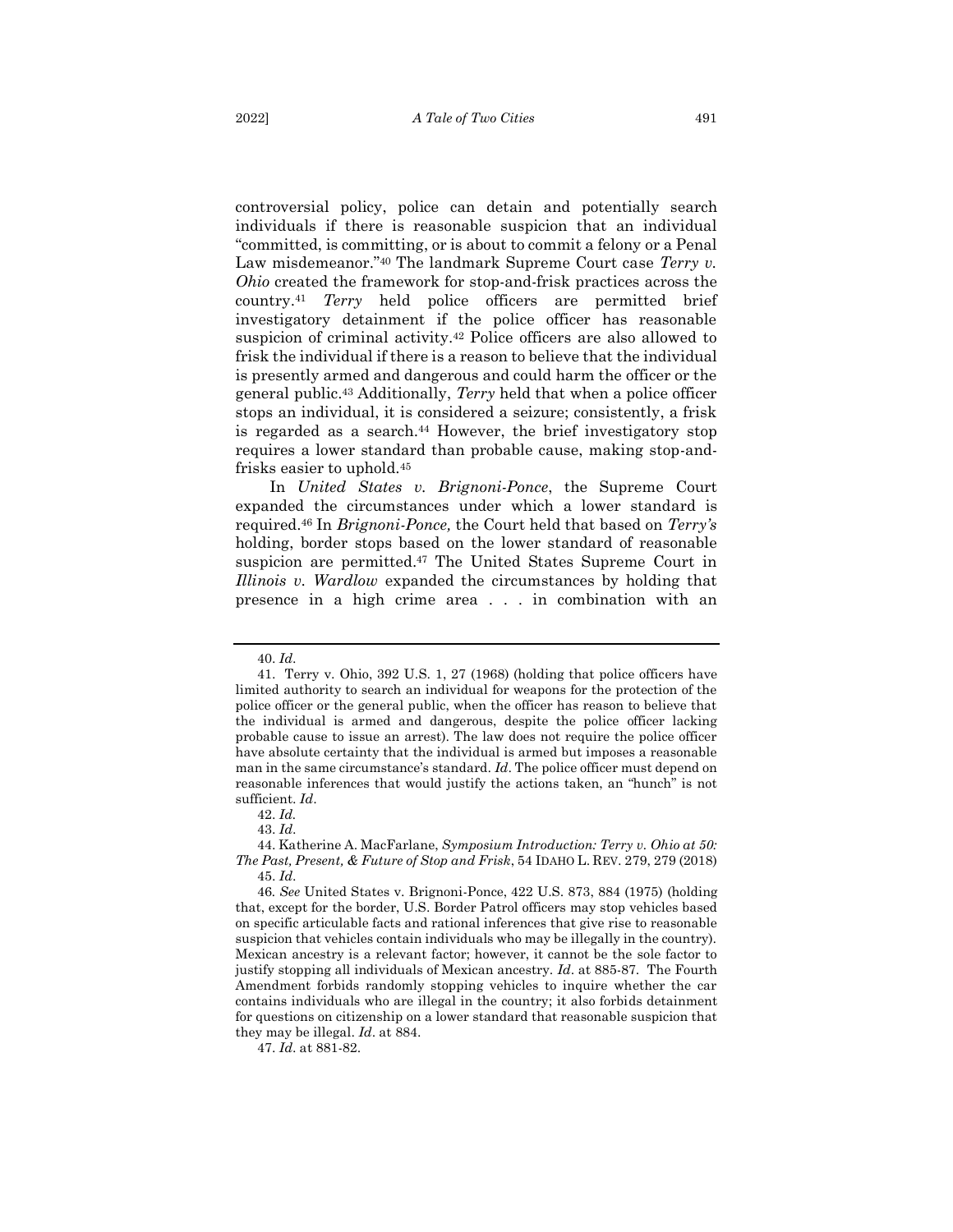controversial policy, police can detain and potentially search individuals if there is reasonable suspicion that an individual "committed, is committing, or is about to commit a felony or a Penal Law misdemeanor."[40] The landmark Supreme Court case *Terry v. Ohio* created the framework for stop-and-frisk practices across the country.[41] *Terry* held police officers are permitted brief investigatory detainment if the police officer has reasonable suspicion of criminal activity.[42] Police officers are also allowed to frisk the individual if there is a reason to believe that the individual is presently armed and dangerous and could harm the officer or the general public.[43] Additionally, *Terry* held that when a police officer stops an individual, it is considered a seizure; consistently, a frisk is regarded as a search.[44] However, the brief investigatory stop requires a lower standard than probable cause, making stop-and-frisks easier to uphold.[45]

In *United States v. Brignoni-Ponce*, the Supreme Court expanded the circumstances under which a lower standard is required.[46] In *Brignoni-Ponce,* the Court held that based on *Terry's* holding, border stops based on the lower standard of reasonable suspicion are permitted.[47] The United States Supreme Court in *Illinois v. Wardlow* expanded the circumstances by holding that presence in a high crime area . . . in combination with an

---

40. *Id*.

41. Terry v. Ohio, 392 U.S. 1, 27 (1968) (holding that police officers have limited authority to search an individual for weapons for the protection of the police officer or the general public, when the officer has reason to believe that the individual is armed and dangerous, despite the police officer lacking probable cause to issue an arrest). The law does not require the police officer have absolute certainty that the individual is armed but imposes a reasonable man in the same circumstance's standard. *Id*. The police officer must depend on reasonable inferences that would justify the actions taken, an "hunch" is not sufficient. *Id*.

42. *Id.*

43. *Id*.

44. Katherine A. MacFarlane, *Symposium Introduction: Terry v. Ohio at 50: The Past, Present, & Future of Stop and Frisk*, 54 IDAHO L. REV. 279, 279 (2018)

45. *Id*.

46. *See* United States v. Brignoni-Ponce, 422 U.S. 873, 884 (1975) (holding that, except for the border, U.S. Border Patrol officers may stop vehicles based on specific articulable facts and rational inferences that give rise to reasonable suspicion that vehicles contain individuals who may be illegally in the country). Mexican ancestry is a relevant factor; however, it cannot be the sole factor to justify stopping all individuals of Mexican ancestry. *Id*. at 885-87. The Fourth Amendment forbids randomly stopping vehicles to inquire whether the car contains individuals who are illegal in the country; it also forbids detainment for questions on citizenship on a lower standard that reasonable suspicion that they may be illegal. *Id*. at 884.

47. *Id*. at 881-82.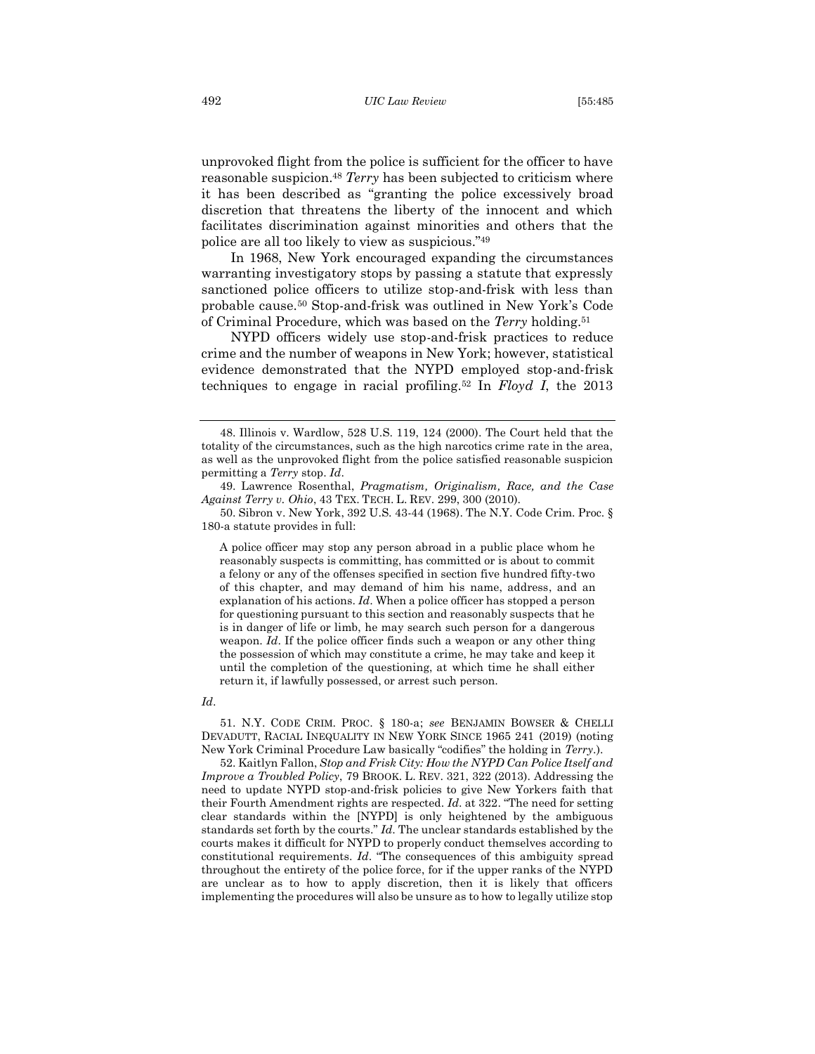unprovoked flight from the police is sufficient for the officer to have reasonable suspicion.[48] *Terry* has been subjected to criticism where it has been described as "granting the police excessively broad discretion that threatens the liberty of the innocent and which facilitates discrimination against minorities and others that the police are all too likely to view as suspicious."[49]

In 1968, New York encouraged expanding the circumstances warranting investigatory stops by passing a statute that expressly sanctioned police officers to utilize stop-and-frisk with less than probable cause.[50] Stop-and-frisk was outlined in New York's Code of Criminal Procedure, which was based on the *Terry* holding.[51]

NYPD officers widely use stop-and-frisk practices to reduce crime and the number of weapons in New York; however, statistical evidence demonstrated that the NYPD employed stop-and-frisk techniques to engage in racial profiling.[52] In *Floyd I*, the 2013

---

48. Illinois v. Wardlow, 528 U.S. 119, 124 (2000). The Court held that the totality of the circumstances, such as the high narcotics crime rate in the area, as well as the unprovoked flight from the police satisfied reasonable suspicion permitting a *Terry* stop. *Id*.

49. Lawrence Rosenthal, *Pragmatism, Originalism, Race, and the Case Against Terry v. Ohio*, 43 TEX. TECH. L. REV. 299, 300 (2010).

50. Sibron v. New York, 392 U.S. 43-44 (1968). The N.Y. Code Crim. Proc. § 180-a statute provides in full:

> A police officer may stop any person abroad in a public place whom he reasonably suspects is committing, has committed or is about to commit a felony or any of the offenses specified in section five hundred fifty-two of this chapter, and may demand of him his name, address, and an explanation of his actions. *Id*. When a police officer has stopped a person for questioning pursuant to this section and reasonably suspects that he is in danger of life or limb, he may search such person for a dangerous weapon. *Id*. If the police officer finds such a weapon or any other thing the possession of which may constitute a crime, he may take and keep it until the completion of the questioning, at which time he shall either return it, if lawfully possessed, or arrest such person.

*Id*.

51. N.Y. CODE CRIM. PROC. § 180-a; *see* BENJAMIN BOWSER & CHELLI DEVADUTT, RACIAL INEQUALITY IN NEW YORK SINCE 1965 241 (2019) (noting New York Criminal Procedure Law basically "codifies" the holding in *Terry*.).

52. Kaitlyn Fallon, *Stop and Frisk City: How the NYPD Can Police Itself and Improve a Troubled Policy*, 79 BROOK. L. REV. 321, 322 (2013). Addressing the need to update NYPD stop-and-frisk policies to give New Yorkers faith that their Fourth Amendment rights are respected. *Id*. at 322. "The need for setting clear standards within the [NYPD] is only heightened by the ambiguous standards set forth by the courts." *Id*. The unclear standards established by the courts makes it difficult for NYPD to properly conduct themselves according to constitutional requirements. *Id*. "The consequences of this ambiguity spread throughout the entirety of the police force, for if the upper ranks of the NYPD are unclear as to how to apply discretion, then it is likely that officers implementing the procedures will also be unsure as to how to legally utilize stop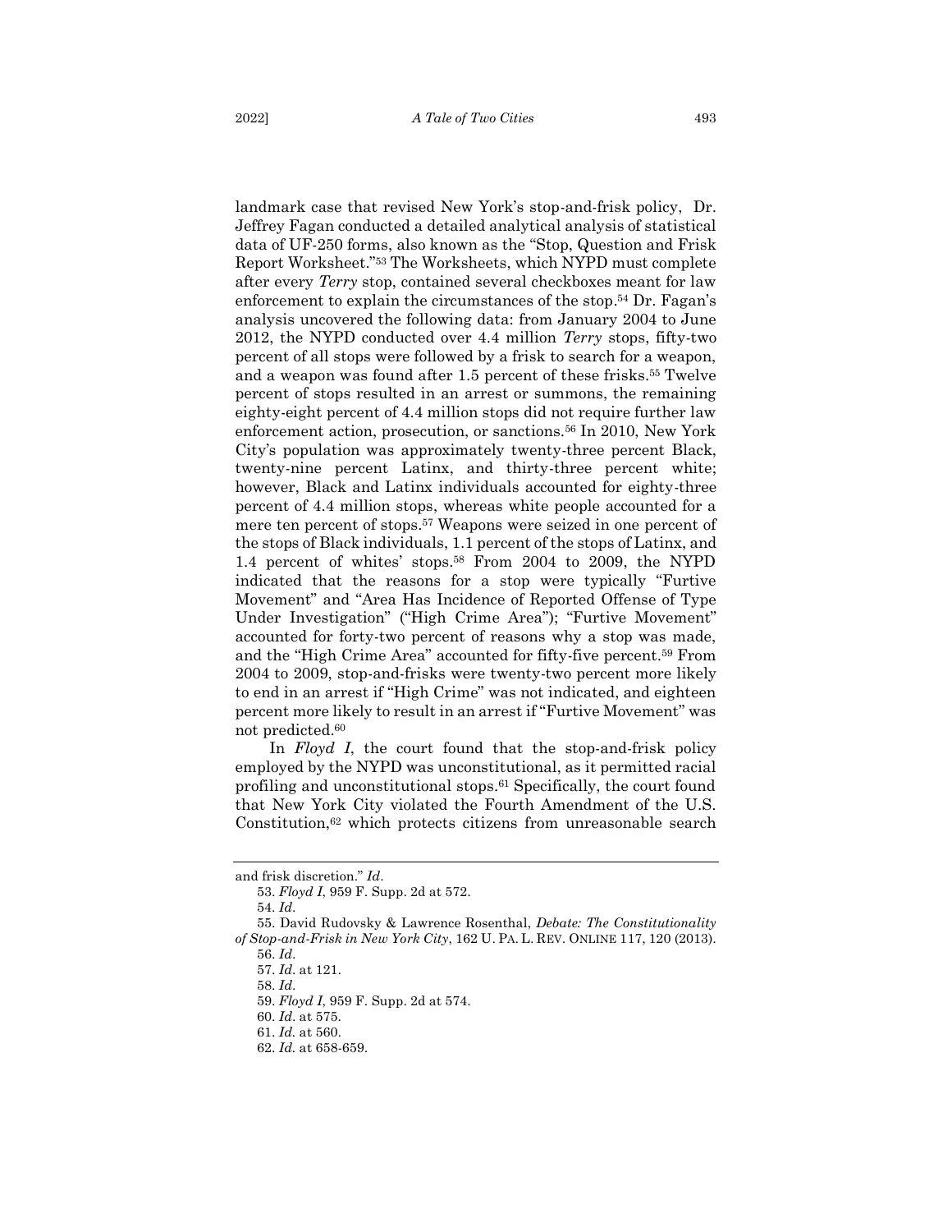landmark case that revised New York's stop-and-frisk policy, Dr. Jeffrey Fagan conducted a detailed analytical analysis of statistical data of UF-250 forms, also known as the "Stop, Question and Frisk Report Worksheet."[53] The Worksheets, which NYPD must complete after every *Terry* stop, contained several checkboxes meant for law enforcement to explain the circumstances of the stop.[54] Dr. Fagan's analysis uncovered the following data: from January 2004 to June 2012, the NYPD conducted over 4.4 million *Terry* stops, fifty-two percent of all stops were followed by a frisk to search for a weapon, and a weapon was found after 1.5 percent of these frisks.[55] Twelve percent of stops resulted in an arrest or summons, the remaining eighty-eight percent of 4.4 million stops did not require further law enforcement action, prosecution, or sanctions.[56] In 2010, New York City's population was approximately twenty-three percent Black, twenty-nine percent Latinx, and thirty-three percent white; however, Black and Latinx individuals accounted for eighty-three percent of 4.4 million stops, whereas white people accounted for a mere ten percent of stops.[57] Weapons were seized in one percent of the stops of Black individuals, 1.1 percent of the stops of Latinx, and 1.4 percent of whites' stops.[58] From 2004 to 2009, the NYPD indicated that the reasons for a stop were typically "Furtive Movement" and "Area Has Incidence of Reported Offense of Type Under Investigation" ("High Crime Area"); "Furtive Movement" accounted for forty-two percent of reasons why a stop was made, and the "High Crime Area" accounted for fifty-five percent.[59] From 2004 to 2009, stop-and-frisks were twenty-two percent more likely to end in an arrest if "High Crime" was not indicated, and eighteen percent more likely to result in an arrest if "Furtive Movement" was not predicted.[60]

In *Floyd I*, the court found that the stop-and-frisk policy employed by the NYPD was unconstitutional, as it permitted racial profiling and unconstitutional stops.[61] Specifically, the court found that New York City violated the Fourth Amendment of the U.S. Constitution,[62] which protects citizens from unreasonable search

---

and frisk discretion." *Id*.

53. *Floyd I*, 959 F. Supp. 2d at 572.

54. *Id*.

55. David Rudovsky & Lawrence Rosenthal, *Debate: The Constitutionality of Stop-and-Frisk in New York City*, 162 U. PA. L. REV. ONLINE 117, 120 (2013).

56. *Id*.

57. *Id*. at 121.

58. *Id*.

59. *Floyd I*, 959 F. Supp. 2d at 574.

60. *Id*. at 575.

61. *Id.* at 560.

62. *Id.* at 658-659.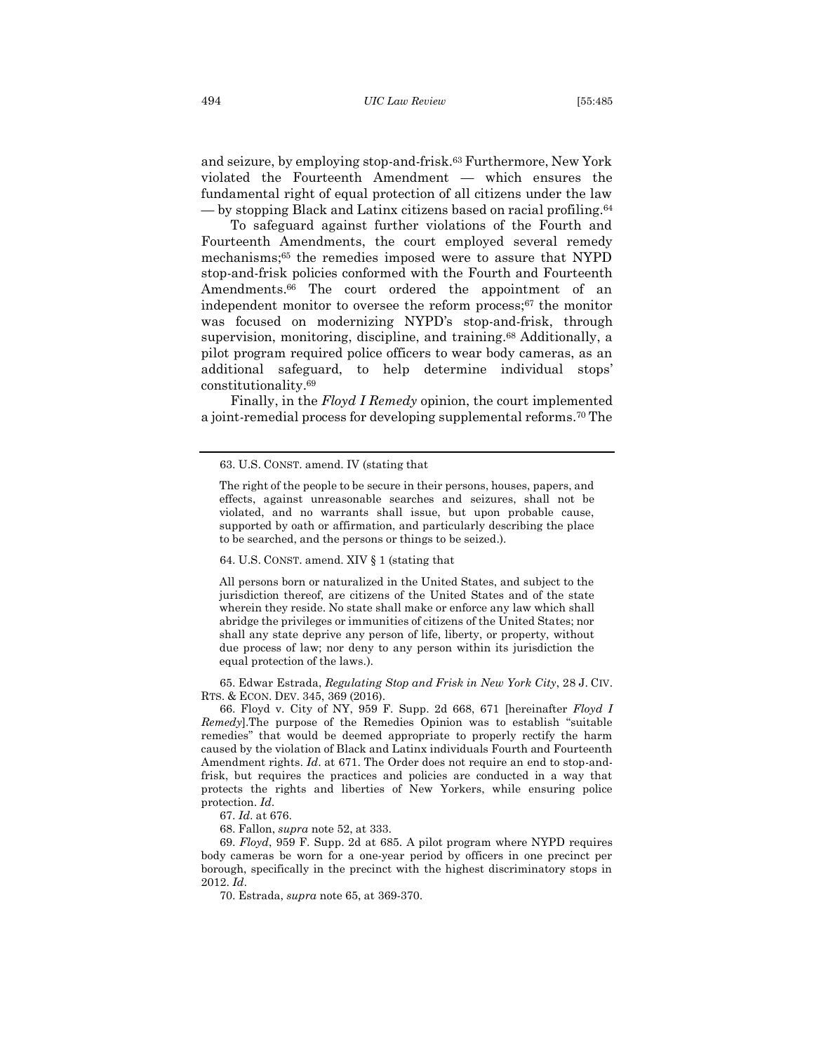and seizure, by employing stop-and-frisk.[63] Furthermore, New York violated the Fourteenth Amendment — which ensures the fundamental right of equal protection of all citizens under the law — by stopping Black and Latinx citizens based on racial profiling.[64]

To safeguard against further violations of the Fourth and Fourteenth Amendments, the court employed several remedy mechanisms;[65] the remedies imposed were to assure that NYPD stop-and-frisk policies conformed with the Fourth and Fourteenth Amendments.[66] The court ordered the appointment of an independent monitor to oversee the reform process;[67] the monitor was focused on modernizing NYPD's stop-and-frisk, through supervision, monitoring, discipline, and training.[68] Additionally, a pilot program required police officers to wear body cameras, as an additional safeguard, to help determine individual stops' constitutionality.[69]

Finally, in the *Floyd I Remedy* opinion, the court implemented a joint-remedial process for developing supplemental reforms.[70] The

---

63. U.S. CONST. amend. IV (stating that

> The right of the people to be secure in their persons, houses, papers, and effects, against unreasonable searches and seizures, shall not be violated, and no warrants shall issue, but upon probable cause, supported by oath or affirmation, and particularly describing the place to be searched, and the persons or things to be seized.).

64. U.S. CONST. amend. XIV § 1 (stating that

> All persons born or naturalized in the United States, and subject to the jurisdiction thereof, are citizens of the United States and of the state wherein they reside. No state shall make or enforce any law which shall abridge the privileges or immunities of citizens of the United States; nor shall any state deprive any person of life, liberty, or property, without due process of law; nor deny to any person within its jurisdiction the equal protection of the laws.).

65. Edwar Estrada, *Regulating Stop and Frisk in New York City*, 28 J. CIV. RTS. & ECON. DEV. 345, 369 (2016).

66. Floyd v. City of NY, 959 F. Supp. 2d 668, 671 [hereinafter *Floyd I Remedy*].The purpose of the Remedies Opinion was to establish "suitable remedies" that would be deemed appropriate to properly rectify the harm caused by the violation of Black and Latinx individuals Fourth and Fourteenth Amendment rights. *Id*. at 671. The Order does not require an end to stop-and-frisk, but requires the practices and policies are conducted in a way that protects the rights and liberties of New Yorkers, while ensuring police protection. *Id*.

67. *Id*. at 676.

68. Fallon, *supra* note 52, at 333.

69. *Floyd*, 959 F. Supp. 2d at 685. A pilot program where NYPD requires body cameras be worn for a one-year period by officers in one precinct per borough, specifically in the precinct with the highest discriminatory stops in 2012. *Id*.

70. Estrada, *supra* note 65, at 369-370.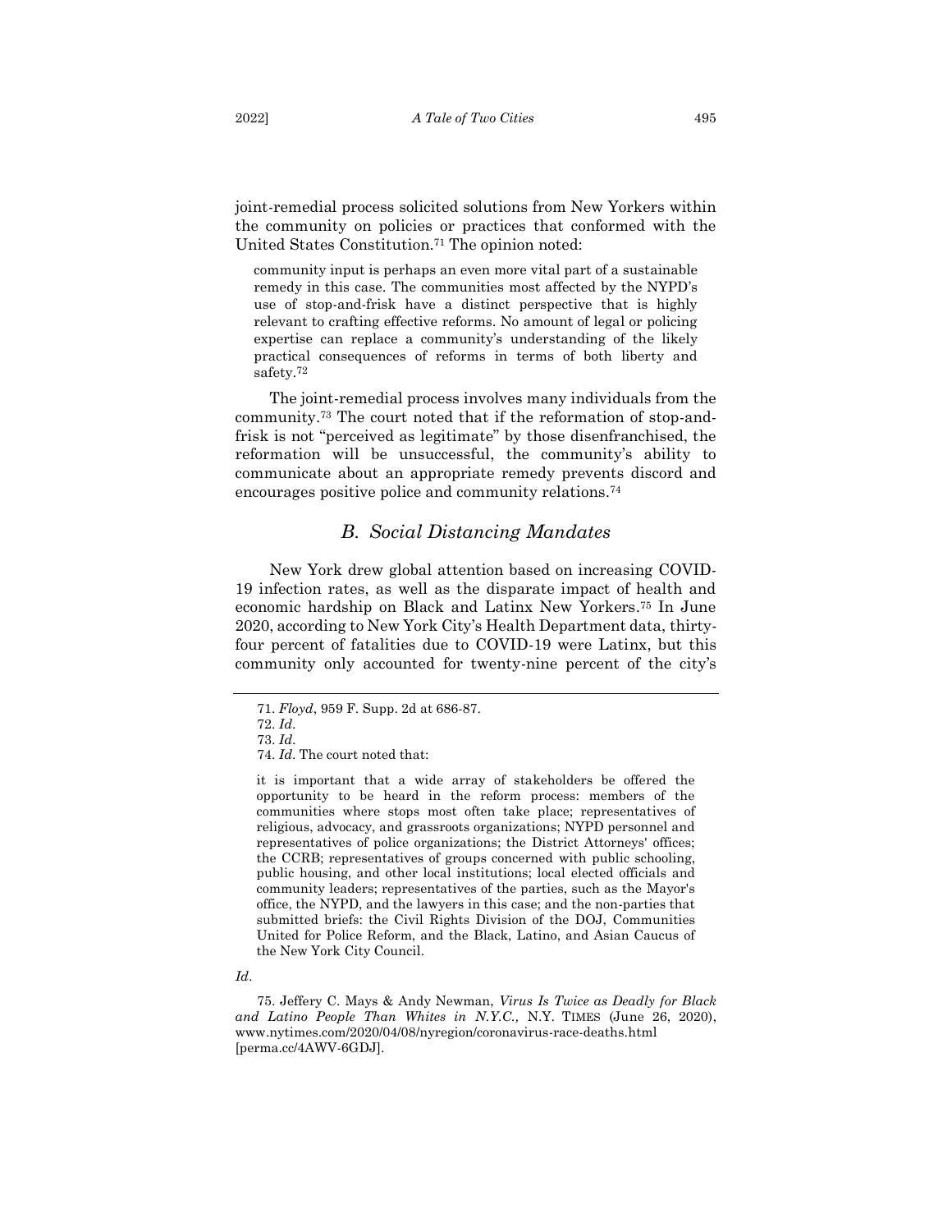joint-remedial process solicited solutions from New Yorkers within the community on policies or practices that conformed with the United States Constitution.[71] The opinion noted:

> community input is perhaps an even more vital part of a sustainable remedy in this case. The communities most affected by the NYPD's use of stop-and-frisk have a distinct perspective that is highly relevant to crafting effective reforms. No amount of legal or policing expertise can replace a community's understanding of the likely practical consequences of reforms in terms of both liberty and safety.[72]

The joint-remedial process involves many individuals from the community.[73] The court noted that if the reformation of stop-and-frisk is not "perceived as legitimate" by those disenfranchised, the reformation will be unsuccessful, the community's ability to communicate about an appropriate remedy prevents discord and encourages positive police and community relations.[74]

### *B. Social Distancing Mandates*

New York drew global attention based on increasing COVID-19 infection rates, as well as the disparate impact of health and economic hardship on Black and Latinx New Yorkers.[75] In June 2020, according to New York City's Health Department data, thirty-four percent of fatalities due to COVID-19 were Latinx, but this community only accounted for twenty-nine percent of the city's

---

71. *Floyd*, 959 F. Supp. 2d at 686-87.

72. *Id*.

73. *Id*.

74. *Id*. The court noted that:

> it is important that a wide array of stakeholders be offered the opportunity to be heard in the reform process: members of the communities where stops most often take place; representatives of religious, advocacy, and grassroots organizations; NYPD personnel and representatives of police organizations; the District Attorneys' offices; the CCRB; representatives of groups concerned with public schooling, public housing, and other local institutions; local elected officials and community leaders; representatives of the parties, such as the Mayor's office, the NYPD, and the lawyers in this case; and the non-parties that submitted briefs: the Civil Rights Division of the DOJ, Communities United for Police Reform, and the Black, Latino, and Asian Caucus of the New York City Council.

*Id*.

75. Jeffery C. Mays & Andy Newman, *Virus Is Twice as Deadly for Black and Latino People Than Whites in N.Y.C.*, N.Y. TIMES (June 26, 2020), www.nytimes.com/2020/04/08/nyregion/coronavirus-race-deaths.html [perma.cc/4AWV-6GDJ].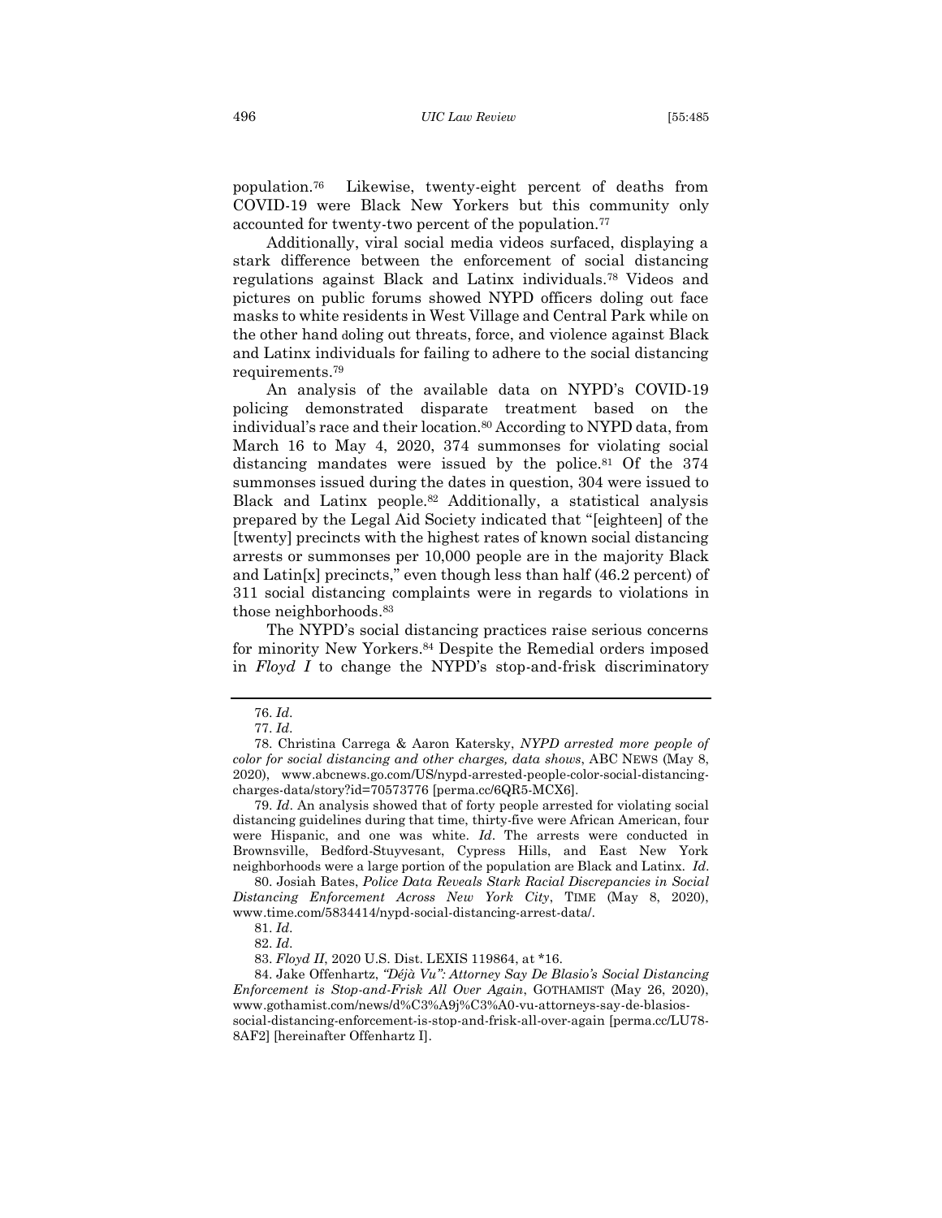population.[76] Likewise, twenty-eight percent of deaths from COVID-19 were Black New Yorkers but this community only accounted for twenty-two percent of the population.[77]

Additionally, viral social media videos surfaced, displaying a stark difference between the enforcement of social distancing regulations against Black and Latinx individuals.[78] Videos and pictures on public forums showed NYPD officers doling out face masks to white residents in West Village and Central Park while on the other hand doling out threats, force, and violence against Black and Latinx individuals for failing to adhere to the social distancing requirements.[79]

An analysis of the available data on NYPD's COVID-19 policing demonstrated disparate treatment based on the individual's race and their location.[80] According to NYPD data, from March 16 to May 4, 2020, 374 summonses for violating social distancing mandates were issued by the police.[81] Of the 374 summonses issued during the dates in question, 304 were issued to Black and Latinx people.[82] Additionally, a statistical analysis prepared by the Legal Aid Society indicated that "[eighteen] of the [twenty] precincts with the highest rates of known social distancing arrests or summonses per 10,000 people are in the majority Black and Latin[x] precincts," even though less than half (46.2 percent) of 311 social distancing complaints were in regards to violations in those neighborhoods.[83]

The NYPD's social distancing practices raise serious concerns for minority New Yorkers.[84] Despite the Remedial orders imposed in *Floyd I* to change the NYPD's stop-and-frisk discriminatory

---

76. *Id*.

77. *Id*.

78. Christina Carrega & Aaron Katersky, *NYPD arrested more people of color for social distancing and other charges, data shows*, ABC NEWS (May 8, 2020), www.abcnews.go.com/US/nypd-arrested-people-color-social-distancing-charges-data/story?id=70573776 [perma.cc/6QR5-MCX6].

79. *Id*. An analysis showed that of forty people arrested for violating social distancing guidelines during that time, thirty-five were African American, four were Hispanic, and one was white. *Id*. The arrests were conducted in Brownsville, Bedford-Stuyvesant, Cypress Hills, and East New York neighborhoods were a large portion of the population are Black and Latinx. *Id*.

80. Josiah Bates, *Police Data Reveals Stark Racial Discrepancies in Social Distancing Enforcement Across New York City*, TIME (May 8, 2020), www.time.com/5834414/nypd-social-distancing-arrest-data/.

81. *Id*.

82. *Id*.

83. *Floyd II*, 2020 U.S. Dist. LEXIS 119864, at *16.

84. Jake Offenhartz, *"Déjà Vu": Attorney Say De Blasio's Social Distancing Enforcement is Stop-and-Frisk All Over Again*, GOTHAMIST (May 26, 2020), www.gothamist.com/news/d%C3%A9j%C3%A0-vu-attorneys-say-de-blasios-social-distancing-enforcement-is-stop-and-frisk-all-over-again [perma.cc/LU78-8AF2] [hereinafter Offenhartz I].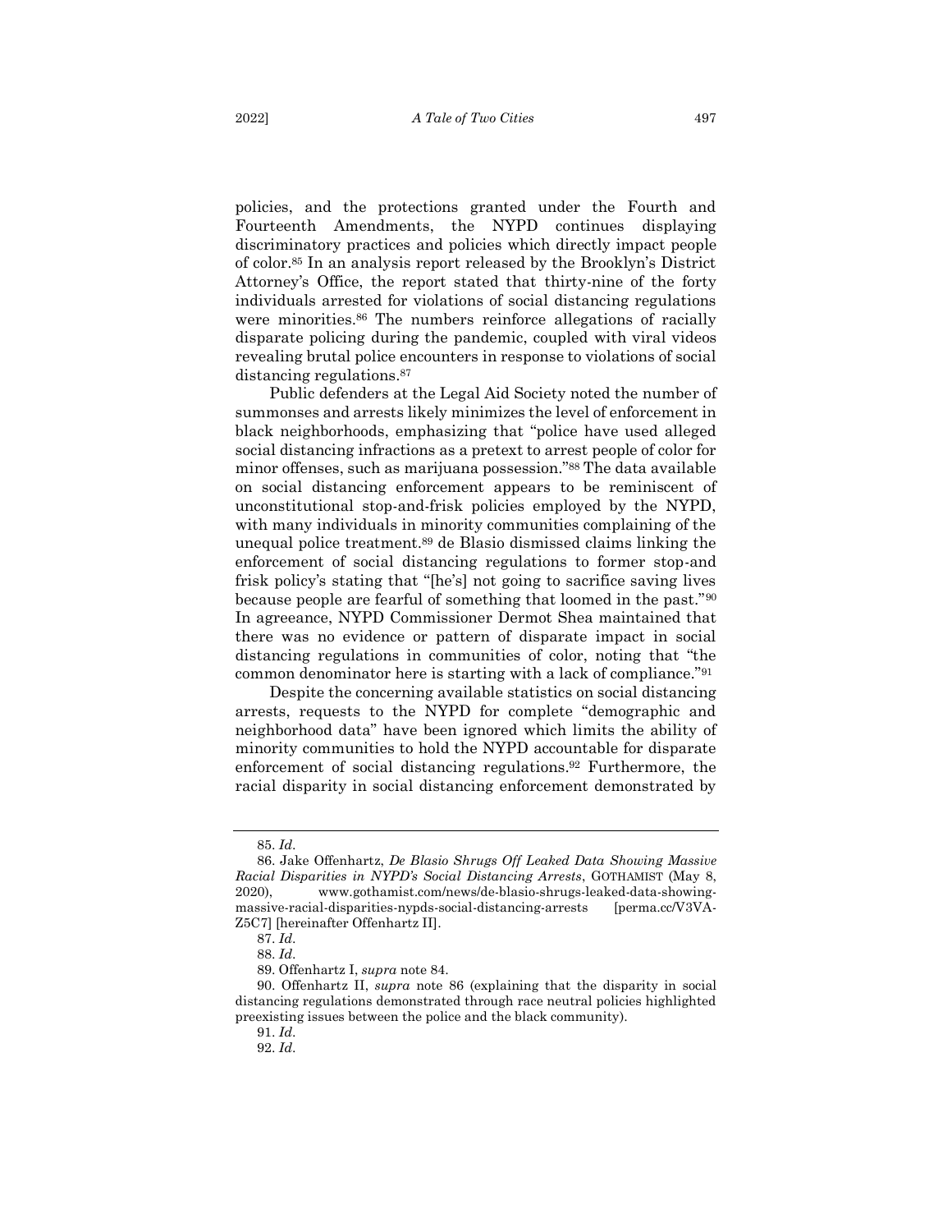policies, and the protections granted under the Fourth and Fourteenth Amendments, the NYPD continues displaying discriminatory practices and policies which directly impact people of color.[85] In an analysis report released by the Brooklyn's District Attorney's Office, the report stated that thirty-nine of the forty individuals arrested for violations of social distancing regulations were minorities.[86] The numbers reinforce allegations of racially disparate policing during the pandemic, coupled with viral videos revealing brutal police encounters in response to violations of social distancing regulations.[87]

Public defenders at the Legal Aid Society noted the number of summonses and arrests likely minimizes the level of enforcement in black neighborhoods, emphasizing that "police have used alleged social distancing infractions as a pretext to arrest people of color for minor offenses, such as marijuana possession."[88] The data available on social distancing enforcement appears to be reminiscent of unconstitutional stop-and-frisk policies employed by the NYPD, with many individuals in minority communities complaining of the unequal police treatment.[89] de Blasio dismissed claims linking the enforcement of social distancing regulations to former stop-and frisk policy's stating that "[he's] not going to sacrifice saving lives because people are fearful of something that loomed in the past."[90] In agreeance, NYPD Commissioner Dermot Shea maintained that there was no evidence or pattern of disparate impact in social distancing regulations in communities of color, noting that "the common denominator here is starting with a lack of compliance."[91]

Despite the concerning available statistics on social distancing arrests, requests to the NYPD for complete "demographic and neighborhood data" have been ignored which limits the ability of minority communities to hold the NYPD accountable for disparate enforcement of social distancing regulations.[92] Furthermore, the racial disparity in social distancing enforcement demonstrated by

---

85. *Id.*

86. Jake Offenhartz, *De Blasio Shrugs Off Leaked Data Showing Massive Racial Disparities in NYPD's Social Distancing Arrests*, GOTHAMIST (May 8, 2020), www.gothamist.com/news/de-blasio-shrugs-leaked-data-showing-massive-racial-disparities-nypds-social-distancing-arrests [perma.cc/V3VA-Z5C7] [hereinafter Offenhartz II].

87. *Id.*

88. *Id.*

89. Offenhartz I, *supra* note 84.

90. Offenhartz II, *supra* note 86 (explaining that the disparity in social distancing regulations demonstrated through race neutral policies highlighted preexisting issues between the police and the black community).

91. *Id.*

92. *Id.*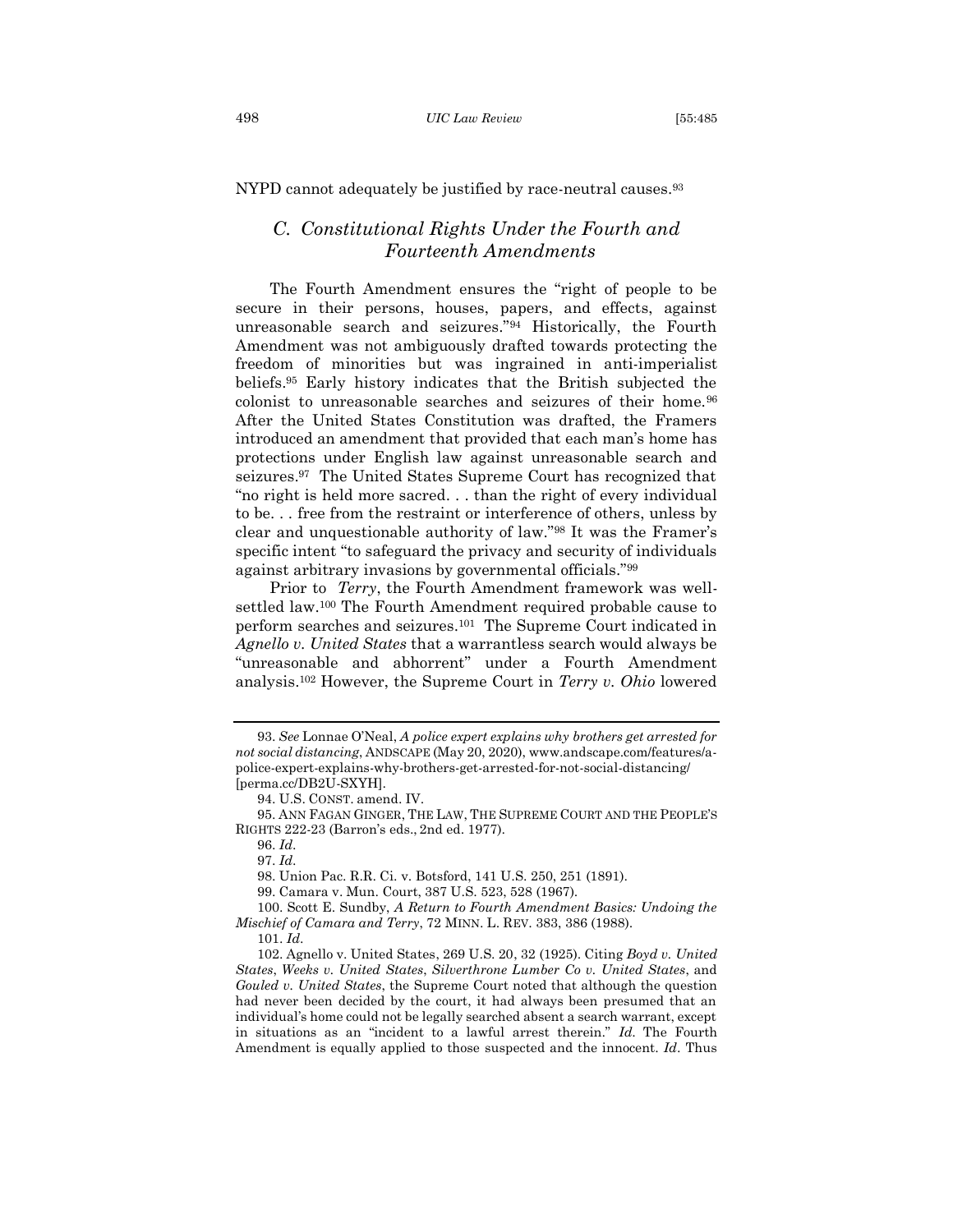NYPD cannot adequately be justified by race-neutral causes.[93]

### *C. Constitutional Rights Under the Fourth and Fourteenth Amendments*

The Fourth Amendment ensures the "right of people to be secure in their persons, houses, papers, and effects, against unreasonable search and seizures."[94] Historically, the Fourth Amendment was not ambiguously drafted towards protecting the freedom of minorities but was ingrained in anti-imperialist beliefs.[95] Early history indicates that the British subjected the colonist to unreasonable searches and seizures of their home.[96] After the United States Constitution was drafted, the Framers introduced an amendment that provided that each man's home has protections under English law against unreasonable search and seizures.[97] The United States Supreme Court has recognized that "no right is held more sacred. . . than the right of every individual to be. . . free from the restraint or interference of others, unless by clear and unquestionable authority of law."[98] It was the Framer's specific intent "to safeguard the privacy and security of individuals against arbitrary invasions by governmental officials."[99]

Prior to *Terry*, the Fourth Amendment framework was well-settled law.[100] The Fourth Amendment required probable cause to perform searches and seizures.[101] The Supreme Court indicated in *Agnello v. United States* that a warrantless search would always be "unreasonable and abhorrent" under a Fourth Amendment analysis.[102] However, the Supreme Court in *Terry v. Ohio* lowered

---

93. *See* Lonnae O'Neal, *A police expert explains why brothers get arrested for not social distancing*, ANDSCAPE (May 20, 2020), www.andscape.com/features/a-police-expert-explains-why-brothers-get-arrested-for-not-social-distancing/ [perma.cc/DB2U-SXYH].

94. U.S. CONST. amend. IV.

95. ANN FAGAN GINGER, THE LAW, THE SUPREME COURT AND THE PEOPLE'S RIGHTS 222-23 (Barron's eds., 2nd ed. 1977).

96. *Id*.

97. *Id*.

98. Union Pac. R.R. Ci. v. Botsford, 141 U.S. 250, 251 (1891).

99. Camara v. Mun. Court, 387 U.S. 523, 528 (1967).

100. Scott E. Sundby, *A Return to Fourth Amendment Basics: Undoing the Mischief of Camara and Terry*, 72 MINN. L. REV. 383, 386 (1988).

101. *Id*.

102. Agnello v. United States, 269 U.S. 20, 32 (1925). Citing *Boyd v. United States*, *Weeks v. United States*, *Silverthrone Lumber Co v. United States*, and *Gouled v. United States*, the Supreme Court noted that although the question had never been decided by the court, it had always been presumed that an individual's home could not be legally searched absent a search warrant, except in situations as an "incident to a lawful arrest therein." *Id.* The Fourth Amendment is equally applied to those suspected and the innocent. *Id*. Thus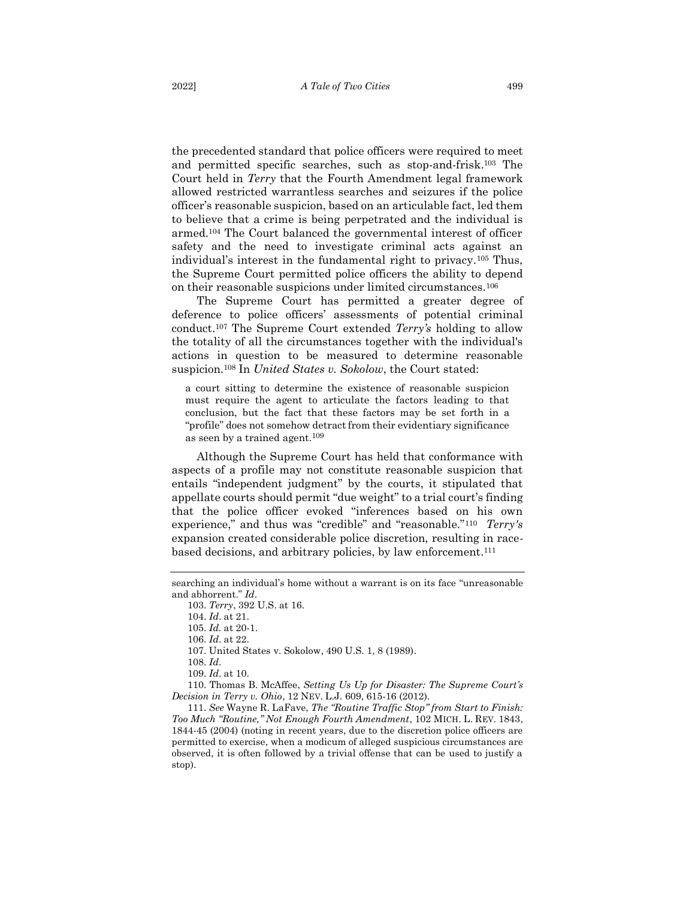the precedented standard that police officers were required to meet and permitted specific searches, such as stop-and-frisk.[103] The Court held in *Terry* that the Fourth Amendment legal framework allowed restricted warrantless searches and seizures if the police officer's reasonable suspicion, based on an articulable fact, led them to believe that a crime is being perpetrated and the individual is armed.[104] The Court balanced the governmental interest of officer safety and the need to investigate criminal acts against an individual's interest in the fundamental right to privacy.[105] Thus, the Supreme Court permitted police officers the ability to depend on their reasonable suspicions under limited circumstances.[106]

The Supreme Court has permitted a greater degree of deference to police officers' assessments of potential criminal conduct.[107] The Supreme Court extended *Terry's* holding to allow the totality of all the circumstances together with the individual's actions in question to be measured to determine reasonable suspicion.[108] In *United States v. Sokolow*, the Court stated:

> a court sitting to determine the existence of reasonable suspicion must require the agent to articulate the factors leading to that conclusion, but the fact that these factors may be set forth in a "profile" does not somehow detract from their evidentiary significance as seen by a trained agent.[109]

Although the Supreme Court has held that conformance with aspects of a profile may not constitute reasonable suspicion that entails "independent judgment" by the courts, it stipulated that appellate courts should permit "due weight" to a trial court's finding that the police officer evoked "inferences based on his own experience," and thus was "credible" and "reasonable."[110] *Terry's* expansion created considerable police discretion, resulting in race-based decisions, and arbitrary policies, by law enforcement.[111]

---

searching an individual's home without a warrant is on its face "unreasonable and abhorrent." *Id*.

103. *Terry*, 392 U.S. at 16.

104. *Id*. at 21.

105. *Id*. at 20-1.

106. *Id*. at 22.

107. United States v. Sokolow, 490 U.S. 1, 8 (1989).

108. *Id*.

109. *Id*. at 10.

110. Thomas B. McAffee, *Setting Us Up for Disaster: The Supreme Court's Decision in Terry v. Ohio*, 12 NEV. L.J. 609, 615-16 (2012).

111. *See* Wayne R. LaFave, *The "Routine Traffic Stop" from Start to Finish: Too Much "Routine," Not Enough Fourth Amendment*, 102 MICH. L. REV. 1843, 1844-45 (2004) (noting in recent years, due to the discretion police officers are permitted to exercise, when a modicum of alleged suspicious circumstances are observed, it is often followed by a trivial offense that can be used to justify a stop).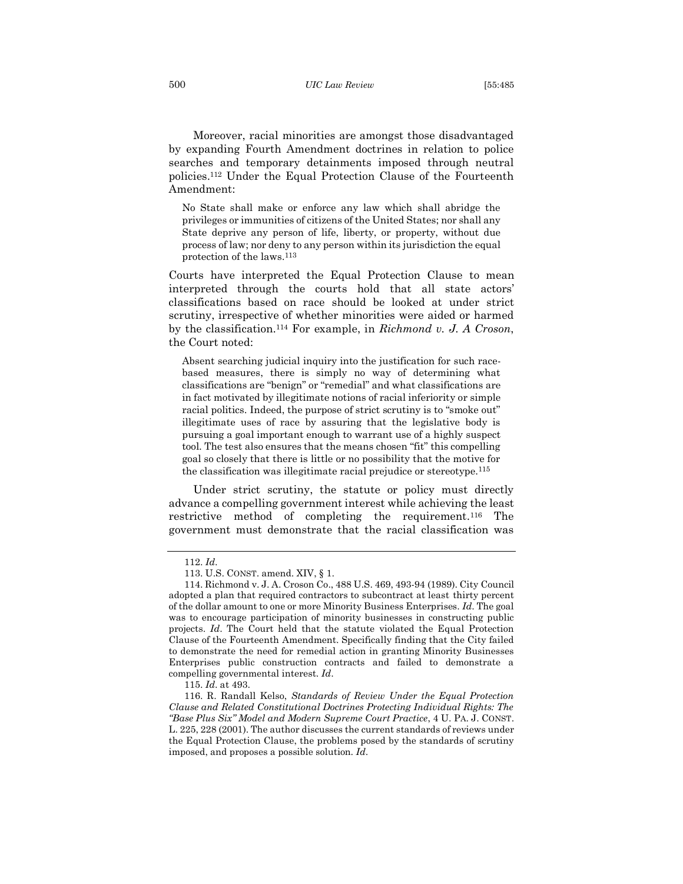Moreover, racial minorities are amongst those disadvantaged by expanding Fourth Amendment doctrines in relation to police searches and temporary detainments imposed through neutral policies.[112] Under the Equal Protection Clause of the Fourteenth Amendment:

> No State shall make or enforce any law which shall abridge the privileges or immunities of citizens of the United States; nor shall any State deprive any person of life, liberty, or property, without due process of law; nor deny to any person within its jurisdiction the equal protection of the laws.[113]

Courts have interpreted the Equal Protection Clause to mean interpreted through the courts hold that all state actors' classifications based on race should be looked at under strict scrutiny, irrespective of whether minorities were aided or harmed by the classification.[114] For example, in *Richmond v. J. A Croson*, the Court noted:

> Absent searching judicial inquiry into the justification for such race-based measures, there is simply no way of determining what classifications are "benign" or "remedial" and what classifications are in fact motivated by illegitimate notions of racial inferiority or simple racial politics. Indeed, the purpose of strict scrutiny is to "smoke out" illegitimate uses of race by assuring that the legislative body is pursuing a goal important enough to warrant use of a highly suspect tool. The test also ensures that the means chosen "fit" this compelling goal so closely that there is little or no possibility that the motive for the classification was illegitimate racial prejudice or stereotype.[115]

Under strict scrutiny, the statute or policy must directly advance a compelling government interest while achieving the least restrictive method of completing the requirement.[116] The government must demonstrate that the racial classification was

---

112. *Id*.

113. U.S. CONST. amend. XIV, § 1.

114. Richmond v. J. A. Croson Co., 488 U.S. 469, 493-94 (1989). City Council adopted a plan that required contractors to subcontract at least thirty percent of the dollar amount to one or more Minority Business Enterprises. *Id*. The goal was to encourage participation of minority businesses in constructing public projects. *Id*. The Court held that the statute violated the Equal Protection Clause of the Fourteenth Amendment. Specifically finding that the City failed to demonstrate the need for remedial action in granting Minority Businesses Enterprises public construction contracts and failed to demonstrate a compelling governmental interest. *Id*.

115. *Id*. at 493.

116. R. Randall Kelso, *Standards of Review Under the Equal Protection Clause and Related Constitutional Doctrines Protecting Individual Rights: The "Base Plus Six" Model and Modern Supreme Court Practice*, 4 U. PA. J. CONST. L. 225, 228 (2001). The author discusses the current standards of reviews under the Equal Protection Clause, the problems posed by the standards of scrutiny imposed, and proposes a possible solution. *Id*.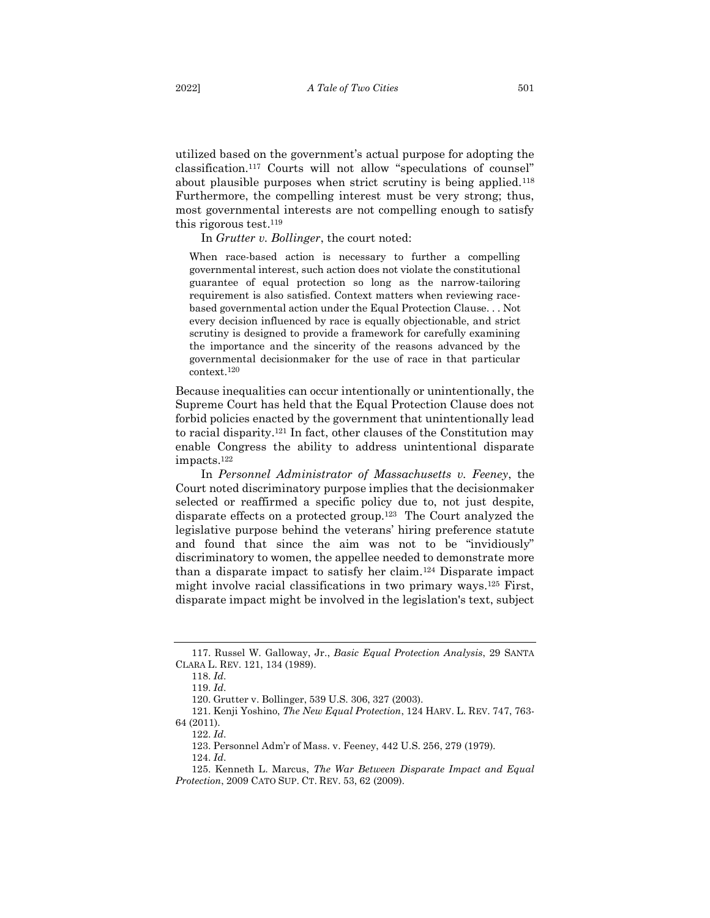utilized based on the government's actual purpose for adopting the classification.[117] Courts will not allow "speculations of counsel" about plausible purposes when strict scrutiny is being applied.[118] Furthermore, the compelling interest must be very strong; thus, most governmental interests are not compelling enough to satisfy this rigorous test.[119]

In *Grutter v. Bollinger*, the court noted:

> When race-based action is necessary to further a compelling governmental interest, such action does not violate the constitutional guarantee of equal protection so long as the narrow-tailoring requirement is also satisfied. Context matters when reviewing race-based governmental action under the Equal Protection Clause. . . Not every decision influenced by race is equally objectionable, and strict scrutiny is designed to provide a framework for carefully examining the importance and the sincerity of the reasons advanced by the governmental decisionmaker for the use of race in that particular context.[120]

Because inequalities can occur intentionally or unintentionally, the Supreme Court has held that the Equal Protection Clause does not forbid policies enacted by the government that unintentionally lead to racial disparity.[121] In fact, other clauses of the Constitution may enable Congress the ability to address unintentional disparate impacts.[122]

In *Personnel Administrator of Massachusetts v. Feeney*, the Court noted discriminatory purpose implies that the decisionmaker selected or reaffirmed a specific policy due to, not just despite, disparate effects on a protected group.[123] The Court analyzed the legislative purpose behind the veterans' hiring preference statute and found that since the aim was not to be "invidiously" discriminatory to women, the appellee needed to demonstrate more than a disparate impact to satisfy her claim.[124] Disparate impact might involve racial classifications in two primary ways.[125] First, disparate impact might be involved in the legislation's text, subject

---

117. Russel W. Galloway, Jr., *Basic Equal Protection Analysis*, 29 SANTA CLARA L. REV. 121, 134 (1989).

118. *Id*.

119. *Id*.

120. Grutter v. Bollinger, 539 U.S. 306, 327 (2003).

121. Kenji Yoshino, *The New Equal Protection*, 124 HARV. L. REV. 747, 763-64 (2011).

122. *Id*.

123. Personnel Adm'r of Mass. v. Feeney, 442 U.S. 256, 279 (1979).

124. *Id*.

125. Kenneth L. Marcus, *The War Between Disparate Impact and Equal Protection*, 2009 CATO SUP. CT. REV. 53, 62 (2009).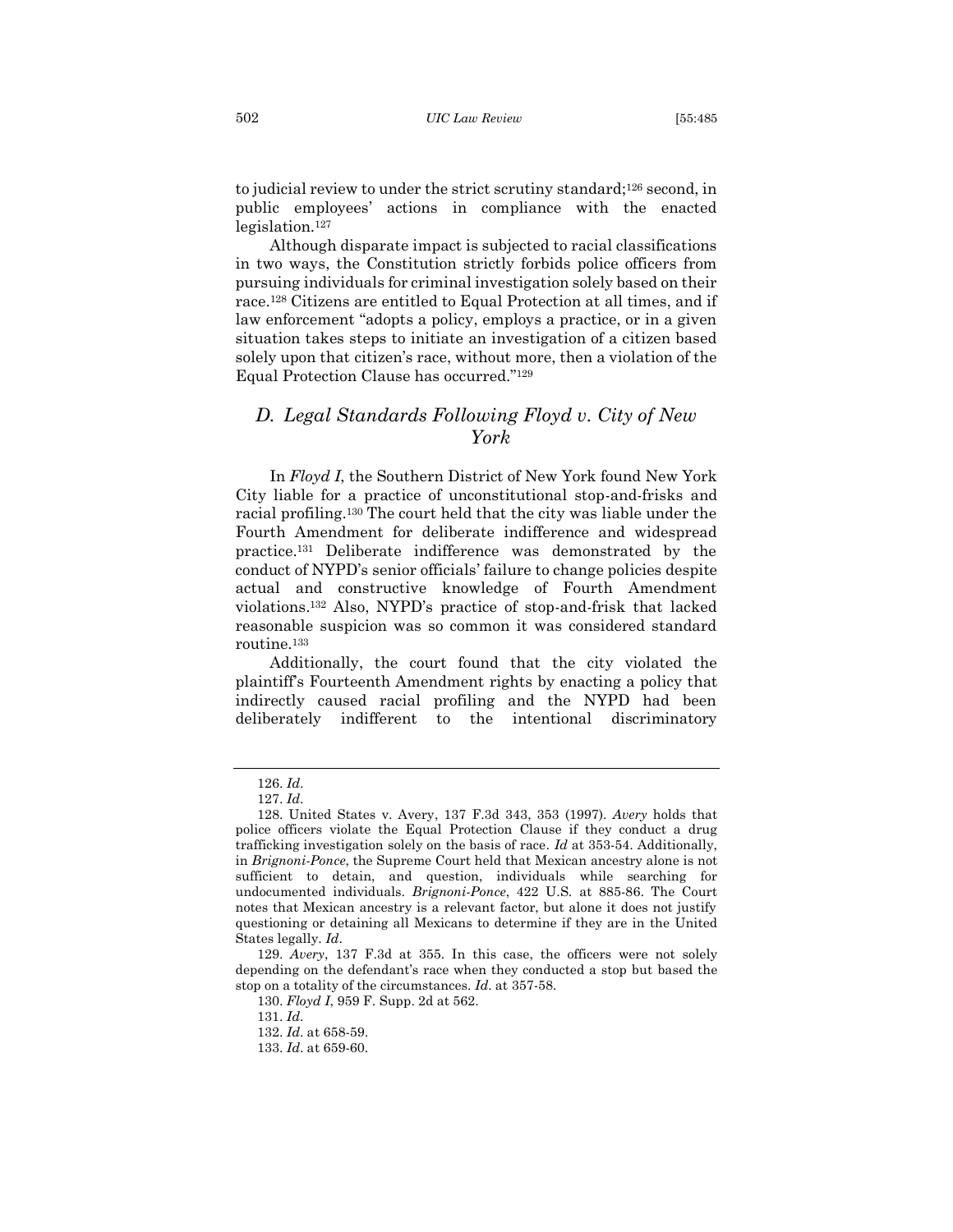to judicial review to under the strict scrutiny standard;[126] second, in public employees' actions in compliance with the enacted legislation.[127]

Although disparate impact is subjected to racial classifications in two ways, the Constitution strictly forbids police officers from pursuing individuals for criminal investigation solely based on their race.[128] Citizens are entitled to Equal Protection at all times, and if law enforcement "adopts a policy, employs a practice, or in a given situation takes steps to initiate an investigation of a citizen based solely upon that citizen's race, without more, then a violation of the Equal Protection Clause has occurred."[129]

## *D. Legal Standards Following Floyd v. City of New York*

In *Floyd I*, the Southern District of New York found New York City liable for a practice of unconstitutional stop-and-frisks and racial profiling.[130] The court held that the city was liable under the Fourth Amendment for deliberate indifference and widespread practice.[131] Deliberate indifference was demonstrated by the conduct of NYPD's senior officials' failure to change policies despite actual and constructive knowledge of Fourth Amendment violations.[132] Also, NYPD's practice of stop-and-frisk that lacked reasonable suspicion was so common it was considered standard routine.[133]

Additionally, the court found that the city violated the plaintiff's Fourteenth Amendment rights by enacting a policy that indirectly caused racial profiling and the NYPD had been deliberately indifferent to the intentional discriminatory

---

126. *Id*.

127. *Id*.

128. United States v. Avery, 137 F.3d 343, 353 (1997). *Avery* holds that police officers violate the Equal Protection Clause if they conduct a drug trafficking investigation solely on the basis of race. *Id* at 353-54. Additionally, in *Brignoni-Ponce*, the Supreme Court held that Mexican ancestry alone is not sufficient to detain, and question, individuals while searching for undocumented individuals. *Brignoni-Ponce*, 422 U.S. at 885-86. The Court notes that Mexican ancestry is a relevant factor, but alone it does not justify questioning or detaining all Mexicans to determine if they are in the United States legally. *Id*.

129. *Avery*, 137 F.3d at 355. In this case, the officers were not solely depending on the defendant's race when they conducted a stop but based the stop on a totality of the circumstances. *Id*. at 357-58.

130. *Floyd I*, 959 F. Supp. 2d at 562.

131. *Id*.

132. *Id*. at 658-59.

133. *Id*. at 659-60.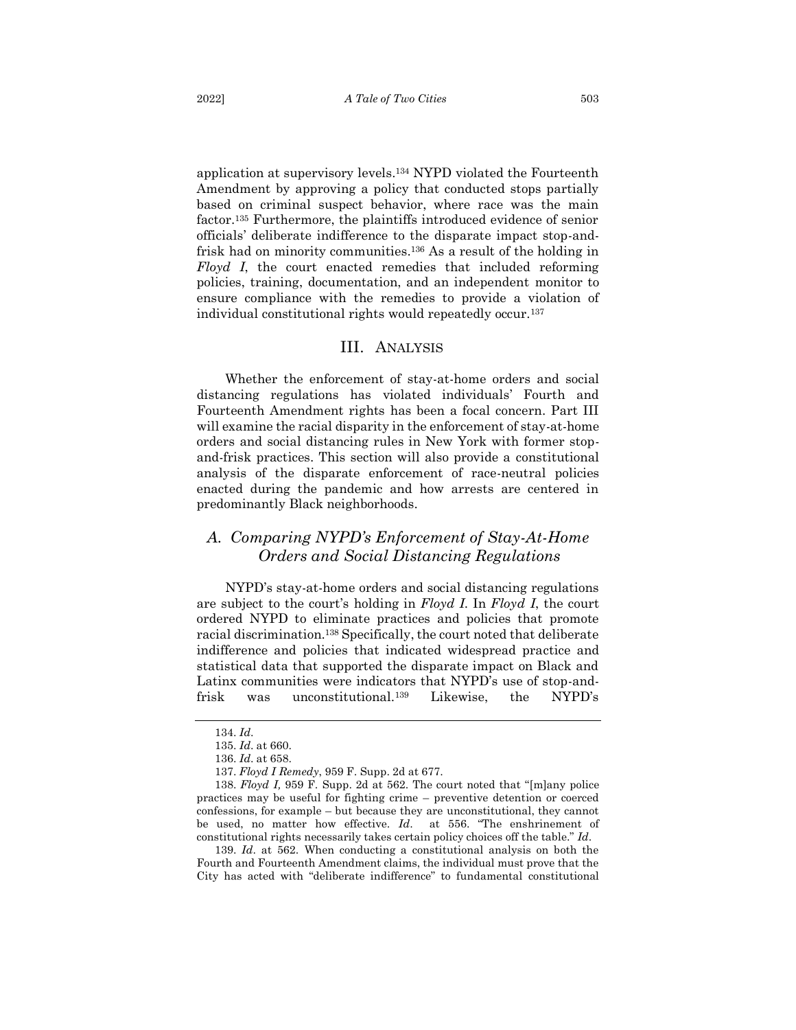application at supervisory levels.[134] NYPD violated the Fourteenth Amendment by approving a policy that conducted stops partially based on criminal suspect behavior, where race was the main factor.[135] Furthermore, the plaintiffs introduced evidence of senior officials' deliberate indifference to the disparate impact stop-and-frisk had on minority communities.[136] As a result of the holding in *Floyd I*, the court enacted remedies that included reforming policies, training, documentation, and an independent monitor to ensure compliance with the remedies to provide a violation of individual constitutional rights would repeatedly occur.[137]

## III. Analysis

Whether the enforcement of stay-at-home orders and social distancing regulations has violated individuals' Fourth and Fourteenth Amendment rights has been a focal concern. Part III will examine the racial disparity in the enforcement of stay-at-home orders and social distancing rules in New York with former stop-and-frisk practices. This section will also provide a constitutional analysis of the disparate enforcement of race-neutral policies enacted during the pandemic and how arrests are centered in predominantly Black neighborhoods.

### *A. Comparing NYPD's Enforcement of Stay-At-Home Orders and Social Distancing Regulations*

NYPD's stay-at-home orders and social distancing regulations are subject to the court's holding in *Floyd I*. In *Floyd I*, the court ordered NYPD to eliminate practices and policies that promote racial discrimination.[138] Specifically, the court noted that deliberate indifference and policies that indicated widespread practice and statistical data that supported the disparate impact on Black and Latinx communities were indicators that NYPD's use of stop-and-frisk was unconstitutional.[139] Likewise, the NYPD's

---

134. *Id*.

135. *Id*. at 660.

136. *Id*. at 658.

137. *Floyd I Remedy*, 959 F. Supp. 2d at 677.

138. *Floyd I,* 959 F. Supp. 2d at 562. The court noted that "[m]any police practices may be useful for fighting crime – preventive detention or coerced confessions, for example – but because they are unconstitutional, they cannot be used, no matter how effective. *Id*. at 556. "The enshrinement of constitutional rights necessarily takes certain policy choices off the table." *Id*.

139. *Id*. at 562. When conducting a constitutional analysis on both the Fourth and Fourteenth Amendment claims, the individual must prove that the City has acted with "deliberate indifference" to fundamental constitutional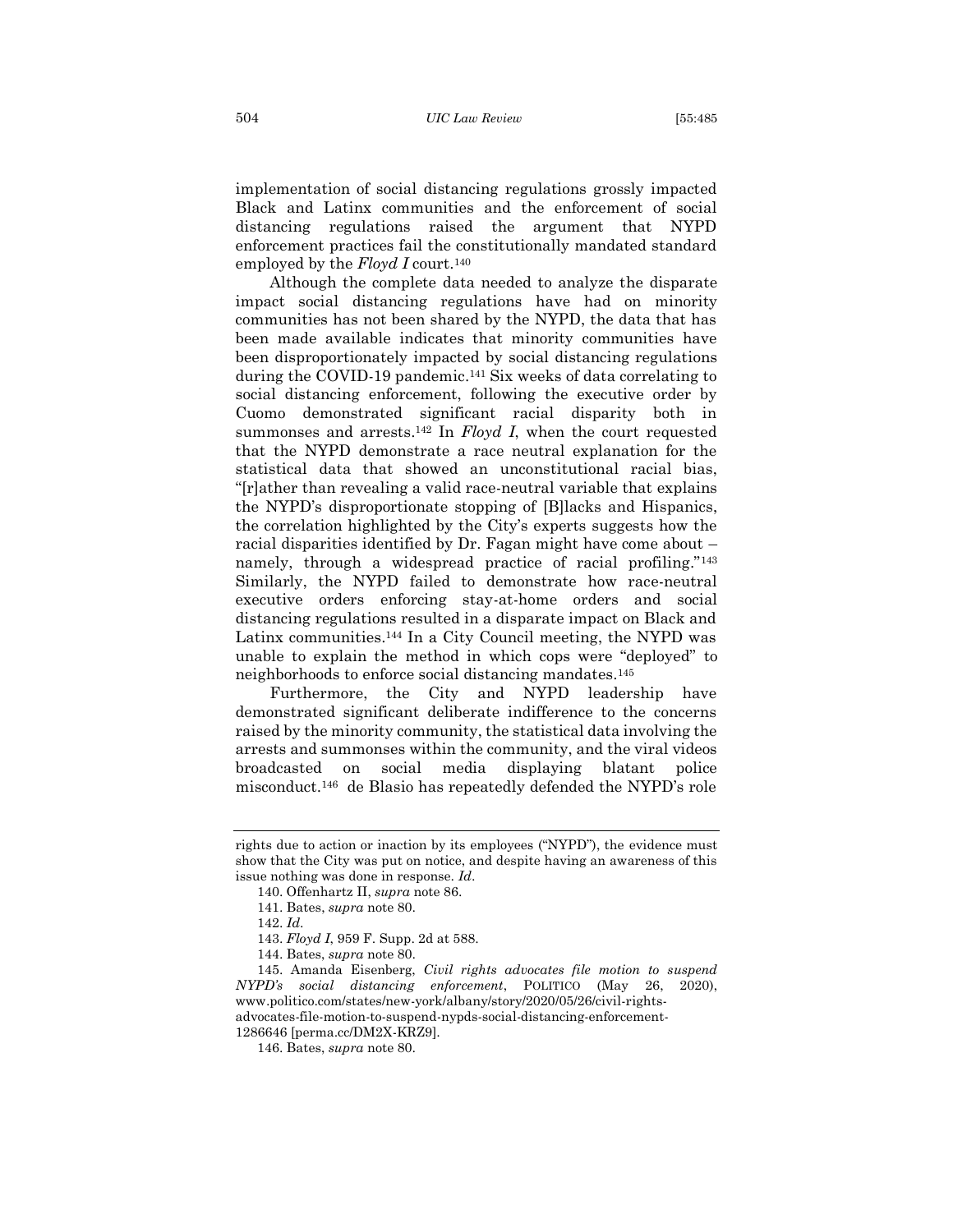implementation of social distancing regulations grossly impacted Black and Latinx communities and the enforcement of social distancing regulations raised the argument that NYPD enforcement practices fail the constitutionally mandated standard employed by the *Floyd I* court.[140]

Although the complete data needed to analyze the disparate impact social distancing regulations have had on minority communities has not been shared by the NYPD, the data that has been made available indicates that minority communities have been disproportionately impacted by social distancing regulations during the COVID-19 pandemic.[141] Six weeks of data correlating to social distancing enforcement, following the executive order by Cuomo demonstrated significant racial disparity both in summonses and arrests.[142] In *Floyd I*, when the court requested that the NYPD demonstrate a race neutral explanation for the statistical data that showed an unconstitutional racial bias, "[r]ather than revealing a valid race-neutral variable that explains the NYPD's disproportionate stopping of [B]lacks and Hispanics, the correlation highlighted by the City's experts suggests how the racial disparities identified by Dr. Fagan might have come about – namely, through a widespread practice of racial profiling."[143] Similarly, the NYPD failed to demonstrate how race-neutral executive orders enforcing stay-at-home orders and social distancing regulations resulted in a disparate impact on Black and Latinx communities.[144] In a City Council meeting, the NYPD was unable to explain the method in which cops were "deployed" to neighborhoods to enforce social distancing mandates.[145]

Furthermore, the City and NYPD leadership have demonstrated significant deliberate indifference to the concerns raised by the minority community, the statistical data involving the arrests and summonses within the community, and the viral videos broadcasted on social media displaying blatant police misconduct.[146] de Blasio has repeatedly defended the NYPD's role

---

rights due to action or inaction by its employees ("NYPD"), the evidence must show that the City was put on notice, and despite having an awareness of this issue nothing was done in response. *Id*.

140. Offenhartz II, *supra* note 86.

141. Bates, *supra* note 80.

142. *Id*.

143. *Floyd I*, 959 F. Supp. 2d at 588.

144. Bates, *supra* note 80.

145. Amanda Eisenberg, *Civil rights advocates file motion to suspend NYPD's social distancing enforcement*, POLITICO (May 26, 2020), www.politico.com/states/new-york/albany/story/2020/05/26/civil-rights-advocates-file-motion-to-suspend-nypds-social-distancing-enforcement-1286646 [perma.cc/DM2X-KRZ9].

146. Bates, *supra* note 80.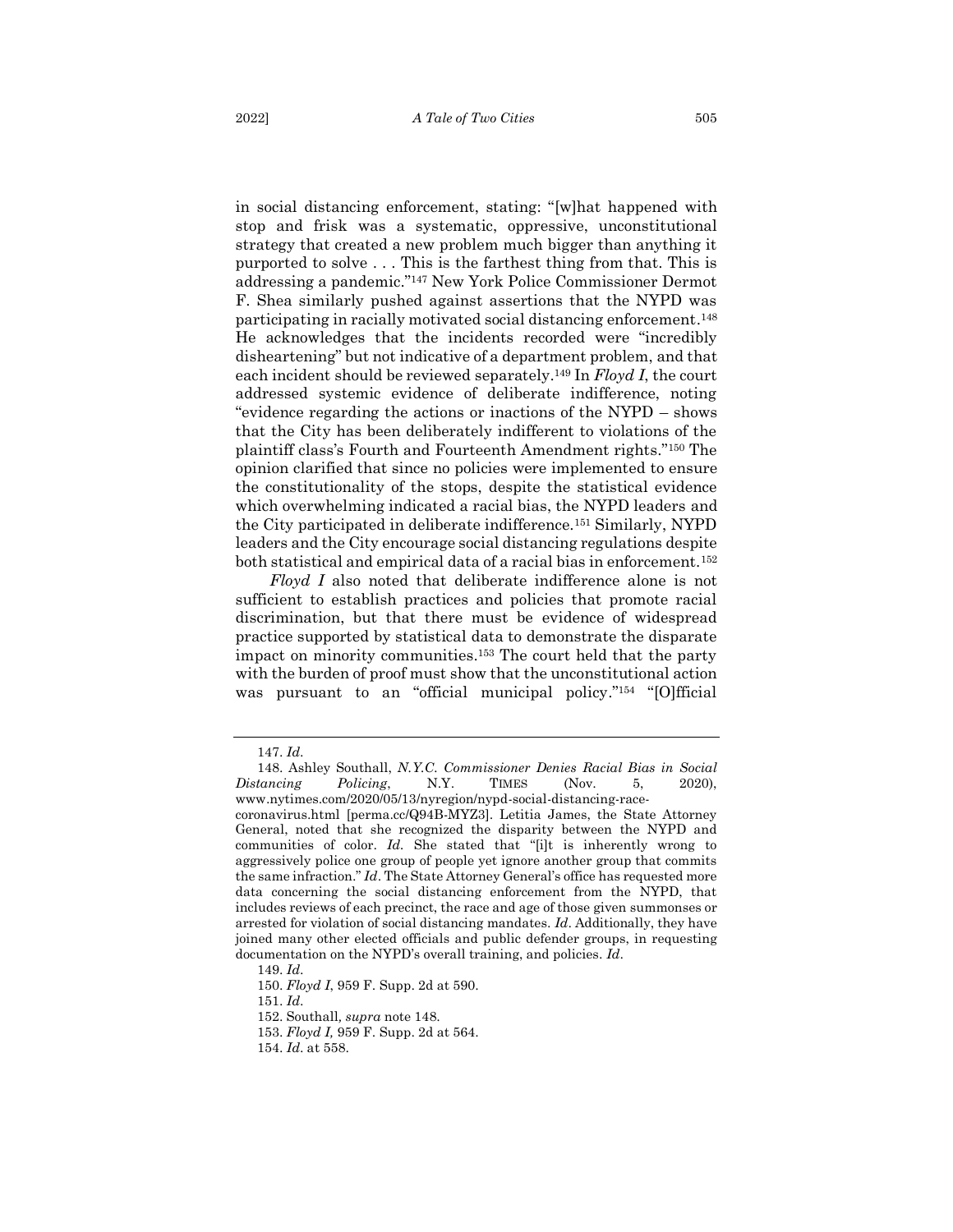in social distancing enforcement, stating: "[w]hat happened with stop and frisk was a systematic, oppressive, unconstitutional strategy that created a new problem much bigger than anything it purported to solve . . . This is the farthest thing from that. This is addressing a pandemic."[147] New York Police Commissioner Dermot F. Shea similarly pushed against assertions that the NYPD was participating in racially motivated social distancing enforcement.[148] He acknowledges that the incidents recorded were "incredibly disheartening" but not indicative of a department problem, and that each incident should be reviewed separately.[149] In *Floyd I*, the court addressed systemic evidence of deliberate indifference, noting "evidence regarding the actions or inactions of the NYPD – shows that the City has been deliberately indifferent to violations of the plaintiff class's Fourth and Fourteenth Amendment rights."[150] The opinion clarified that since no policies were implemented to ensure the constitutionality of the stops, despite the statistical evidence which overwhelming indicated a racial bias, the NYPD leaders and the City participated in deliberate indifference.[151] Similarly, NYPD leaders and the City encourage social distancing regulations despite both statistical and empirical data of a racial bias in enforcement.[152]

*Floyd I* also noted that deliberate indifference alone is not sufficient to establish practices and policies that promote racial discrimination, but that there must be evidence of widespread practice supported by statistical data to demonstrate the disparate impact on minority communities.[153] The court held that the party with the burden of proof must show that the unconstitutional action was pursuant to an "official municipal policy."[154] "[O]fficial

---

147. *Id.*

148. Ashley Southall, *N.Y.C. Commissioner Denies Racial Bias in Social Distancing Policing*, N.Y. TIMES (Nov. 5, 2020), www.nytimes.com/2020/05/13/nyregion/nypd-social-distancing-race-coronavirus.html [perma.cc/Q94B-MYZ3]. Letitia James, the State Attorney General, noted that she recognized the disparity between the NYPD and communities of color. *Id.* She stated that "[i]t is inherently wrong to aggressively police one group of people yet ignore another group that commits the same infraction." *Id*. The State Attorney General's office has requested more data concerning the social distancing enforcement from the NYPD, that includes reviews of each precinct, the race and age of those given summonses or arrested for violation of social distancing mandates. *Id*. Additionally, they have joined many other elected officials and public defender groups, in requesting documentation on the NYPD's overall training, and policies. *Id*.

149. *Id.*

150. *Floyd I*, 959 F. Supp. 2d at 590.

151. *Id.*

152. Southall*, supra* note 148.

153. *Floyd I,* 959 F. Supp. 2d at 564.

154. *Id.* at 558.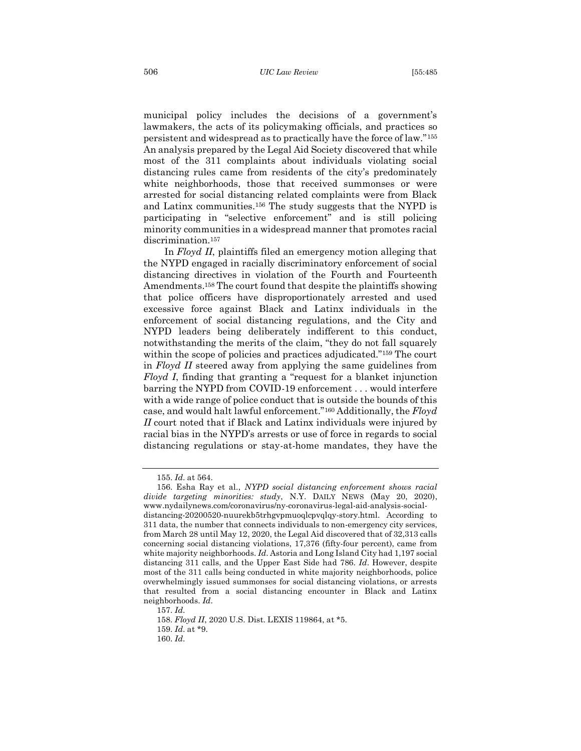municipal policy includes the decisions of a government's lawmakers, the acts of its policymaking officials, and practices so persistent and widespread as to practically have the force of law."[155] An analysis prepared by the Legal Aid Society discovered that while most of the 311 complaints about individuals violating social distancing rules came from residents of the city's predominately white neighborhoods, those that received summonses or were arrested for social distancing related complaints were from Black and Latinx communities.[156] The study suggests that the NYPD is participating in "selective enforcement" and is still policing minority communities in a widespread manner that promotes racial discrimination.[157]

In *Floyd II*, plaintiffs filed an emergency motion alleging that the NYPD engaged in racially discriminatory enforcement of social distancing directives in violation of the Fourth and Fourteenth Amendments.[158] The court found that despite the plaintiffs showing that police officers have disproportionately arrested and used excessive force against Black and Latinx individuals in the enforcement of social distancing regulations, and the City and NYPD leaders being deliberately indifferent to this conduct, notwithstanding the merits of the claim, "they do not fall squarely within the scope of policies and practices adjudicated."[159] The court in *Floyd II* steered away from applying the same guidelines from *Floyd I*, finding that granting a "request for a blanket injunction barring the NYPD from COVID-19 enforcement . . . would interfere with a wide range of police conduct that is outside the bounds of this case, and would halt lawful enforcement."[160] Additionally, the *Floyd II* court noted that if Black and Latinx individuals were injured by racial bias in the NYPD's arrests or use of force in regards to social distancing regulations or stay-at-home mandates, they have the

---

155. *Id.* at 564.

156. Esha Ray et al., *NYPD social distancing enforcement shows racial divide targeting minorities: study*, N.Y. DAILY NEWS (May 20, 2020), www.nydailynews.com/coronavirus/ny-coronavirus-legal-aid-analysis-social-distancing-20200520-nuurekb5trhgvpmuoqlcpvqlqy-story.html. According to 311 data, the number that connects individuals to non-emergency city services, from March 28 until May 12, 2020, the Legal Aid discovered that of 32,313 calls concerning social distancing violations, 17,376 (fifty-four percent), came from white majority neighborhoods. *Id*. Astoria and Long Island City had 1,197 social distancing 311 calls, and the Upper East Side had 786. *Id*. However, despite most of the 311 calls being conducted in white majority neighborhoods, police overwhelmingly issued summonses for social distancing violations, or arrests that resulted from a social distancing encounter in Black and Latinx neighborhoods. *Id*.

157. *Id*.

158. *Floyd II*, 2020 U.S. Dist. LEXIS 119864, at *5.

159. *Id*. at *9.

160. *Id*.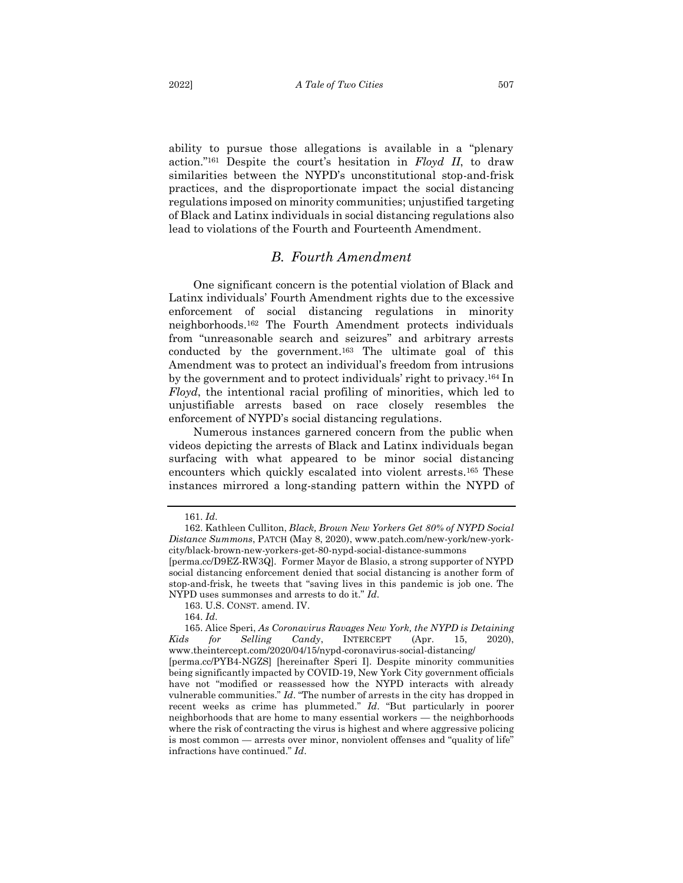ability to pursue those allegations is available in a "plenary action."[161] Despite the court's hesitation in *Floyd II*, to draw similarities between the NYPD's unconstitutional stop-and-frisk practices, and the disproportionate impact the social distancing regulations imposed on minority communities; unjustified targeting of Black and Latinx individuals in social distancing regulations also lead to violations of the Fourth and Fourteenth Amendment.

### *B. Fourth Amendment*

One significant concern is the potential violation of Black and Latinx individuals' Fourth Amendment rights due to the excessive enforcement of social distancing regulations in minority neighborhoods.[162] The Fourth Amendment protects individuals from "unreasonable search and seizures" and arbitrary arrests conducted by the government.[163] The ultimate goal of this Amendment was to protect an individual's freedom from intrusions by the government and to protect individuals' right to privacy.[164] In *Floyd*, the intentional racial profiling of minorities, which led to unjustifiable arrests based on race closely resembles the enforcement of NYPD's social distancing regulations.

Numerous instances garnered concern from the public when videos depicting the arrests of Black and Latinx individuals began surfacing with what appeared to be minor social distancing encounters which quickly escalated into violent arrests.[165] These instances mirrored a long-standing pattern within the NYPD of

---

161. *Id.*

162. Kathleen Culliton, *Black, Brown New Yorkers Get 80% of NYPD Social Distance Summons*, PATCH (May 8, 2020), www.patch.com/new-york/new-york-city/black-brown-new-yorkers-get-80-nypd-social-distance-summons [perma.cc/D9EZ-RW3Q]. Former Mayor de Blasio, a strong supporter of NYPD social distancing enforcement denied that social distancing is another form of stop-and-frisk, he tweets that "saving lives in this pandemic is job one. The NYPD uses summonses and arrests to do it." *Id.*

163. U.S. CONST. amend. IV.

164. *Id.*

165. Alice Speri, *As Coronavirus Ravages New York, the NYPD is Detaining Kids for Selling Candy*, INTERCEPT (Apr. 15, 2020), www.theintercept.com/2020/04/15/nypd-coronavirus-social-distancing/ [perma.cc/PYB4-NGZS] [hereinafter Speri I]. Despite minority communities being significantly impacted by COVID-19, New York City government officials have not "modified or reassessed how the NYPD interacts with already vulnerable communities." *Id.* "The number of arrests in the city has dropped in recent weeks as crime has plummeted." *Id.* "But particularly in poorer neighborhoods that are home to many essential workers — the neighborhoods where the risk of contracting the virus is highest and where aggressive policing is most common — arrests over minor, nonviolent offenses and "quality of life" infractions have continued." *Id.*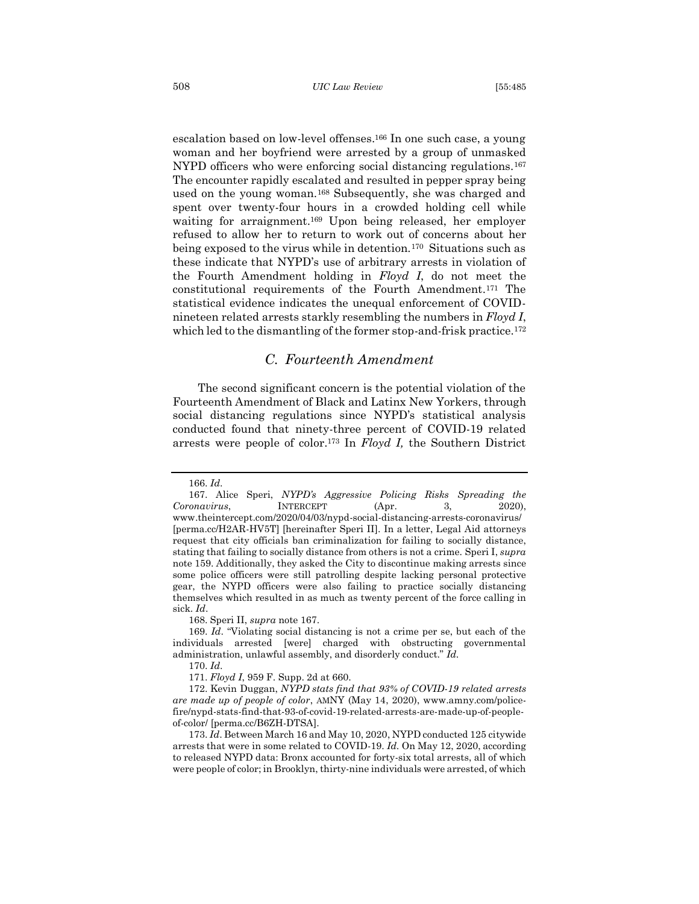escalation based on low-level offenses.[166] In one such case, a young woman and her boyfriend were arrested by a group of unmasked NYPD officers who were enforcing social distancing regulations.[167] The encounter rapidly escalated and resulted in pepper spray being used on the young woman.[168] Subsequently, she was charged and spent over twenty-four hours in a crowded holding cell while waiting for arraignment.[169] Upon being released, her employer refused to allow her to return to work out of concerns about her being exposed to the virus while in detention.[170] Situations such as these indicate that NYPD's use of arbitrary arrests in violation of the Fourth Amendment holding in *Floyd I*, do not meet the constitutional requirements of the Fourth Amendment.[171] The statistical evidence indicates the unequal enforcement of COVID-nineteen related arrests starkly resembling the numbers in *Floyd I*, which led to the dismantling of the former stop-and-frisk practice.[172]

### *C. Fourteenth Amendment*

The second significant concern is the potential violation of the Fourteenth Amendment of Black and Latinx New Yorkers, through social distancing regulations since NYPD's statistical analysis conducted found that ninety-three percent of COVID-19 related arrests were people of color.[173] In *Floyd I,* the Southern District

---

166. *Id*.

167. Alice Speri, *NYPD's Aggressive Policing Risks Spreading the Coronavirus*, INTERCEPT (Apr. 3, 2020), www.theintercept.com/2020/04/03/nypd-social-distancing-arrests-coronavirus/ [perma.cc/H2AR-HV5T] [hereinafter Speri II]. In a letter, Legal Aid attorneys request that city officials ban criminalization for failing to socially distance, stating that failing to socially distance from others is not a crime. Speri I, *supra* note 159. Additionally, they asked the City to discontinue making arrests since some police officers were still patrolling despite lacking personal protective gear, the NYPD officers were also failing to practice socially distancing themselves which resulted in as much as twenty percent of the force calling in sick. *Id*.

168. Speri II, *supra* note 167.

169. *Id*. "Violating social distancing is not a crime per se, but each of the individuals arrested [were] charged with obstructing governmental administration, unlawful assembly, and disorderly conduct." *Id.*

170. *Id*.

171. *Floyd I*, 959 F. Supp. 2d at 660.

172. Kevin Duggan, *NYPD stats find that 93% of COVID-19 related arrests are made up of people of color*, AMNY (May 14, 2020), www.amny.com/police-fire/nypd-stats-find-that-93-of-covid-19-related-arrests-are-made-up-of-people-of-color/ [perma.cc/B6ZH-DTSA].

173. *Id*. Between March 16 and May 10, 2020, NYPD conducted 125 citywide arrests that were in some related to COVID-19. *Id.* On May 12, 2020, according to released NYPD data: Bronx accounted for forty-six total arrests, all of which were people of color; in Brooklyn, thirty-nine individuals were arrested, of which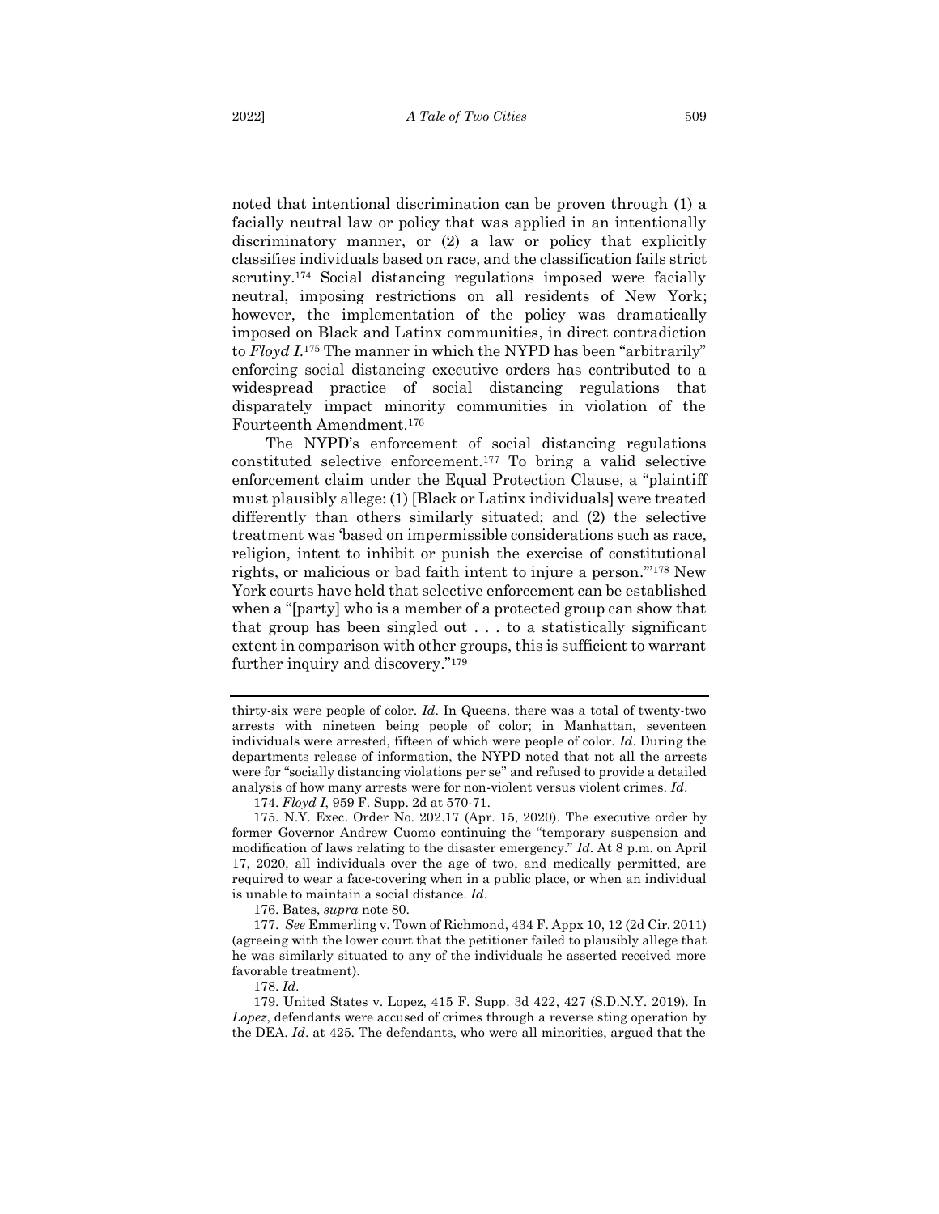noted that intentional discrimination can be proven through (1) a facially neutral law or policy that was applied in an intentionally discriminatory manner, or (2) a law or policy that explicitly classifies individuals based on race, and the classification fails strict scrutiny.[174] Social distancing regulations imposed were facially neutral, imposing restrictions on all residents of New York; however, the implementation of the policy was dramatically imposed on Black and Latinx communities, in direct contradiction to *Floyd I*.[175] The manner in which the NYPD has been "arbitrarily" enforcing social distancing executive orders has contributed to a widespread practice of social distancing regulations that disparately impact minority communities in violation of the Fourteenth Amendment.[176]

The NYPD's enforcement of social distancing regulations constituted selective enforcement.[177] To bring a valid selective enforcement claim under the Equal Protection Clause, a "plaintiff must plausibly allege: (1) [Black or Latinx individuals] were treated differently than others similarly situated; and (2) the selective treatment was 'based on impermissible considerations such as race, religion, intent to inhibit or punish the exercise of constitutional rights, or malicious or bad faith intent to injure a person.'"[178] New York courts have held that selective enforcement can be established when a "[party] who is a member of a protected group can show that that group has been singled out . . . to a statistically significant extent in comparison with other groups, this is sufficient to warrant further inquiry and discovery."[179]

---

thirty-six were people of color. *Id*. In Queens, there was a total of twenty-two arrests with nineteen being people of color; in Manhattan, seventeen individuals were arrested, fifteen of which were people of color. *Id*. During the departments release of information, the NYPD noted that not all the arrests were for "socially distancing violations per se" and refused to provide a detailed analysis of how many arrests were for non-violent versus violent crimes. *Id*.

174. *Floyd I*, 959 F. Supp. 2d at 570-71.

175. N.Y. Exec. Order No. 202.17 (Apr. 15, 2020). The executive order by former Governor Andrew Cuomo continuing the "temporary suspension and modification of laws relating to the disaster emergency." *Id*. At 8 p.m. on April 17, 2020, all individuals over the age of two, and medically permitted, are required to wear a face-covering when in a public place, or when an individual is unable to maintain a social distance. *Id*.

176. Bates, *supra* note 80.

177. *See* Emmerling v. Town of Richmond, 434 F. Appx 10, 12 (2d Cir. 2011) (agreeing with the lower court that the petitioner failed to plausibly allege that he was similarly situated to any of the individuals he asserted received more favorable treatment).

178. *Id*.

179. United States v. Lopez, 415 F. Supp. 3d 422, 427 (S.D.N.Y. 2019). In *Lopez*, defendants were accused of crimes through a reverse sting operation by the DEA. *Id*. at 425. The defendants, who were all minorities, argued that the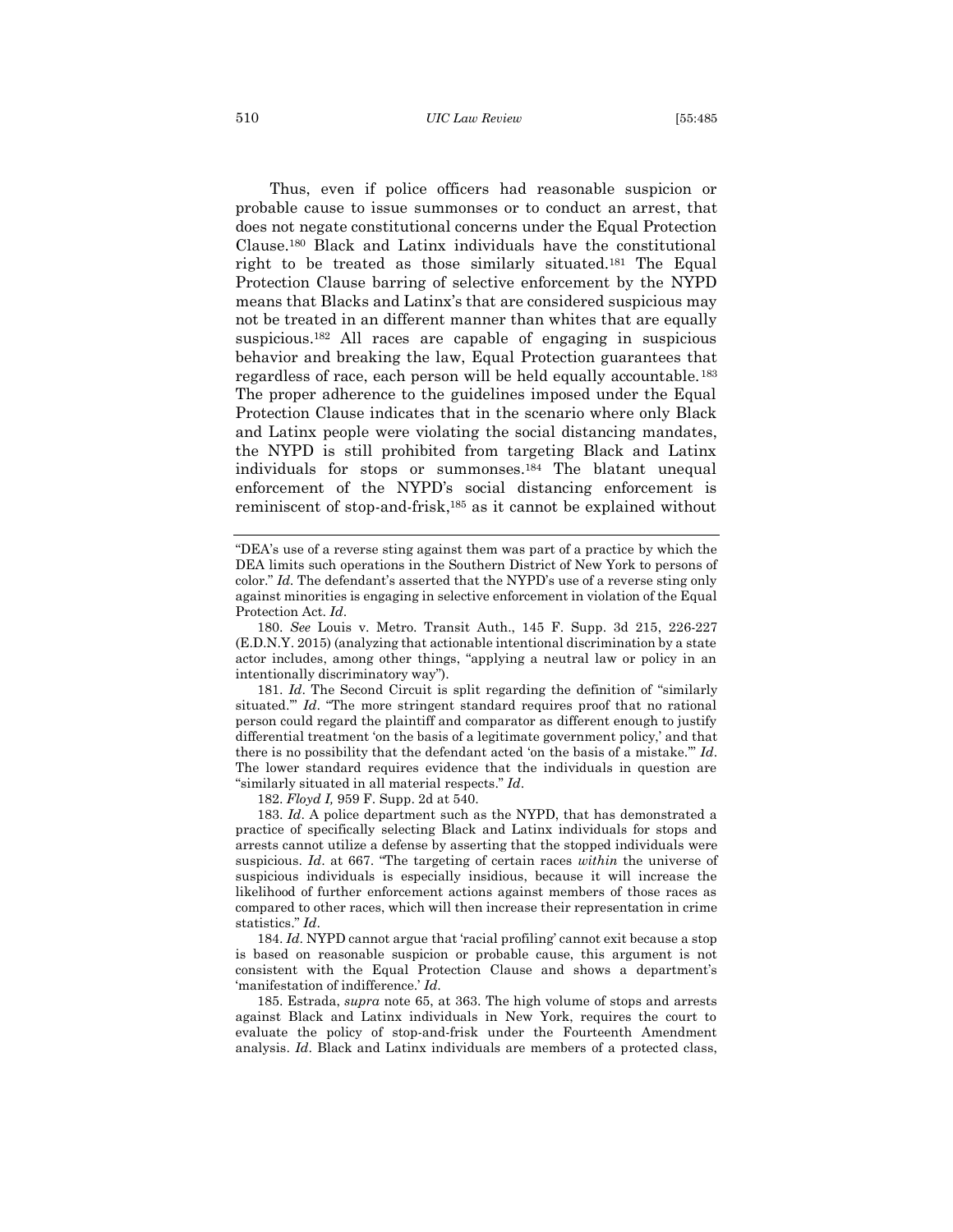Thus, even if police officers had reasonable suspicion or probable cause to issue summonses or to conduct an arrest, that does not negate constitutional concerns under the Equal Protection Clause.[180] Black and Latinx individuals have the constitutional right to be treated as those similarly situated.[181] The Equal Protection Clause barring of selective enforcement by the NYPD means that Blacks and Latinx's that are considered suspicious may not be treated in an different manner than whites that are equally suspicious.[182] All races are capable of engaging in suspicious behavior and breaking the law, Equal Protection guarantees that regardless of race, each person will be held equally accountable.[183] The proper adherence to the guidelines imposed under the Equal Protection Clause indicates that in the scenario where only Black and Latinx people were violating the social distancing mandates, the NYPD is still prohibited from targeting Black and Latinx individuals for stops or summonses.[184] The blatant unequal enforcement of the NYPD's social distancing enforcement is reminiscent of stop-and-frisk,[185] as it cannot be explained without

---

"DEA's use of a reverse sting against them was part of a practice by which the DEA limits such operations in the Southern District of New York to persons of color." *Id.* The defendant's asserted that the NYPD's use of a reverse sting only against minorities is engaging in selective enforcement in violation of the Equal Protection Act. *Id*.

180. *See* Louis v. Metro. Transit Auth., 145 F. Supp. 3d 215, 226-227 (E.D.N.Y. 2015) (analyzing that actionable intentional discrimination by a state actor includes, among other things, "applying a neutral law or policy in an intentionally discriminatory way").

181. *Id*. The Second Circuit is split regarding the definition of "similarly situated.'" *Id*. "The more stringent standard requires proof that no rational person could regard the plaintiff and comparator as different enough to justify differential treatment 'on the basis of a legitimate government policy,' and that there is no possibility that the defendant acted 'on the basis of a mistake.'" *Id*. The lower standard requires evidence that the individuals in question are "similarly situated in all material respects." *Id*.

182. *Floyd I,* 959 F. Supp. 2d at 540.

183. *Id*. A police department such as the NYPD, that has demonstrated a practice of specifically selecting Black and Latinx individuals for stops and arrests cannot utilize a defense by asserting that the stopped individuals were suspicious. *Id*. at 667. "The targeting of certain races *within* the universe of suspicious individuals is especially insidious, because it will increase the likelihood of further enforcement actions against members of those races as compared to other races, which will then increase their representation in crime statistics." *Id*.

184. *Id*. NYPD cannot argue that 'racial profiling' cannot exit because a stop is based on reasonable suspicion or probable cause, this argument is not consistent with the Equal Protection Clause and shows a department's 'manifestation of indifference.' *Id*.

185. Estrada, *supra* note 65, at 363. The high volume of stops and arrests against Black and Latinx individuals in New York, requires the court to evaluate the policy of stop-and-frisk under the Fourteenth Amendment analysis. *Id*. Black and Latinx individuals are members of a protected class,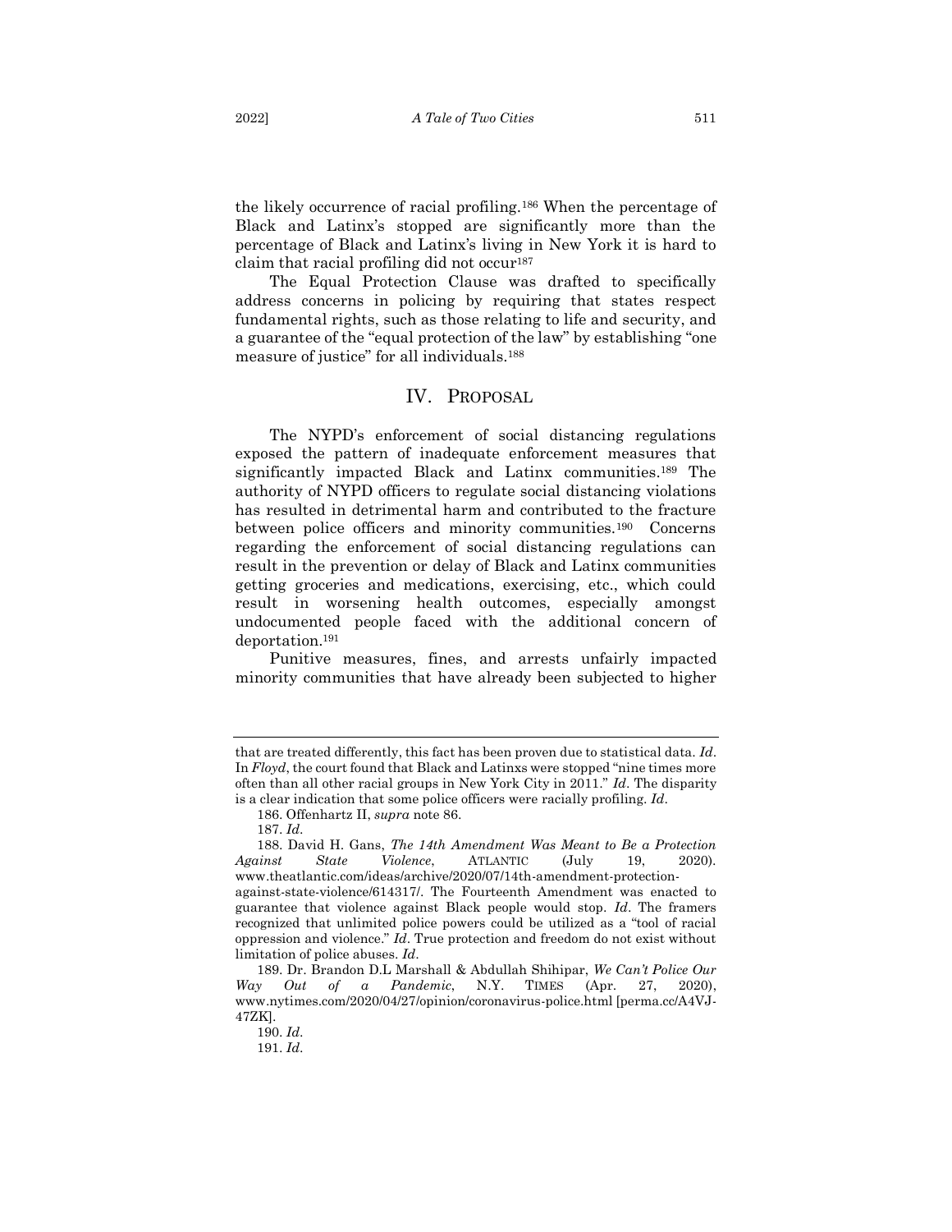the likely occurrence of racial profiling.[186] When the percentage of Black and Latinx's stopped are significantly more than the percentage of Black and Latinx's living in New York it is hard to claim that racial profiling did not occur[187]

The Equal Protection Clause was drafted to specifically address concerns in policing by requiring that states respect fundamental rights, such as those relating to life and security, and a guarantee of the "equal protection of the law" by establishing "one measure of justice" for all individuals.[188]

## IV. PROPOSAL

The NYPD's enforcement of social distancing regulations exposed the pattern of inadequate enforcement measures that significantly impacted Black and Latinx communities.[189] The authority of NYPD officers to regulate social distancing violations has resulted in detrimental harm and contributed to the fracture between police officers and minority communities.[190] Concerns regarding the enforcement of social distancing regulations can result in the prevention or delay of Black and Latinx communities getting groceries and medications, exercising, etc., which could result in worsening health outcomes, especially amongst undocumented people faced with the additional concern of deportation.[191]

Punitive measures, fines, and arrests unfairly impacted minority communities that have already been subjected to higher

---

that are treated differently, this fact has been proven due to statistical data. *Id*. In *Floyd*, the court found that Black and Latinxs were stopped "nine times more often than all other racial groups in New York City in 2011." *Id*. The disparity is a clear indication that some police officers were racially profiling. *Id*.

186. Offenhartz II, *supra* note 86.

187. *Id*.

188. David H. Gans, *The 14th Amendment Was Meant to Be a Protection Against State Violence*, ATLANTIC (July 19, 2020). www.theatlantic.com/ideas/archive/2020/07/14th-amendment-protection-against-state-violence/614317/. The Fourteenth Amendment was enacted to guarantee that violence against Black people would stop. *Id*. The framers recognized that unlimited police powers could be utilized as a "tool of racial oppression and violence." *Id*. True protection and freedom do not exist without limitation of police abuses. *Id*.

189. Dr. Brandon D.L Marshall & Abdullah Shihipar, *We Can't Police Our Way Out of a Pandemic*, N.Y. TIMES (Apr. 27, 2020), www.nytimes.com/2020/04/27/opinion/coronavirus-police.html [perma.cc/A4VJ-47ZK].

190. *Id*.

191. *Id*.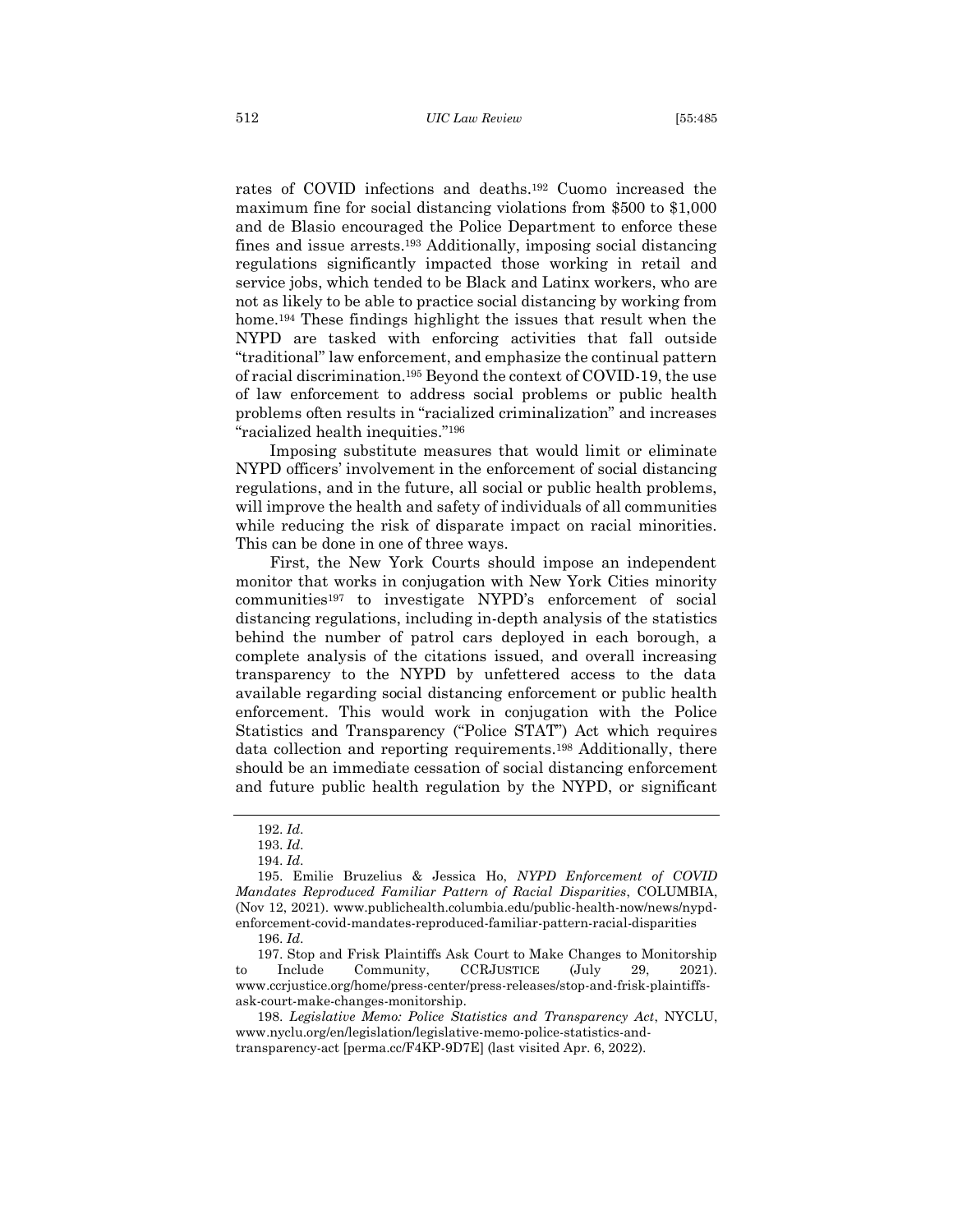rates of COVID infections and deaths.[192] Cuomo increased the maximum fine for social distancing violations from $500 to $1,000 and de Blasio encouraged the Police Department to enforce these fines and issue arrests.[193] Additionally, imposing social distancing regulations significantly impacted those working in retail and service jobs, which tended to be Black and Latinx workers, who are not as likely to be able to practice social distancing by working from home.[194] These findings highlight the issues that result when the NYPD are tasked with enforcing activities that fall outside "traditional" law enforcement, and emphasize the continual pattern of racial discrimination.[195] Beyond the context of COVID-19, the use of law enforcement to address social problems or public health problems often results in "racialized criminalization" and increases "racialized health inequities."[196]

Imposing substitute measures that would limit or eliminate NYPD officers' involvement in the enforcement of social distancing regulations, and in the future, all social or public health problems, will improve the health and safety of individuals of all communities while reducing the risk of disparate impact on racial minorities. This can be done in one of three ways.

First, the New York Courts should impose an independent monitor that works in conjugation with New York Cities minority communities[197] to investigate NYPD's enforcement of social distancing regulations, including in-depth analysis of the statistics behind the number of patrol cars deployed in each borough, a complete analysis of the citations issued, and overall increasing transparency to the NYPD by unfettered access to the data available regarding social distancing enforcement or public health enforcement. This would work in conjugation with the Police Statistics and Transparency ("Police STAT") Act which requires data collection and reporting requirements.[198] Additionally, there should be an immediate cessation of social distancing enforcement and future public health regulation by the NYPD, or significant

---

192. *Id*.

193. *Id*.

194. *Id*.

195. Emilie Bruzelius & Jessica Ho, *NYPD Enforcement of COVID Mandates Reproduced Familiar Pattern of Racial Disparities*, COLUMBIA, (Nov 12, 2021). www.publichealth.columbia.edu/public-health-now/news/nypd-enforcement-covid-mandates-reproduced-familiar-pattern-racial-disparities

196. *Id*.

197. Stop and Frisk Plaintiffs Ask Court to Make Changes to Monitorship to Include Community, CCRJUSTICE (July 29, 2021). www.ccrjustice.org/home/press-center/press-releases/stop-and-frisk-plaintiffs-ask-court-make-changes-monitorship.

198. *Legislative Memo: Police Statistics and Transparency Act*, NYCLU, www.nyclu.org/en/legislation/legislative-memo-police-statistics-and-transparency-act [perma.cc/F4KP-9D7E] (last visited Apr. 6, 2022).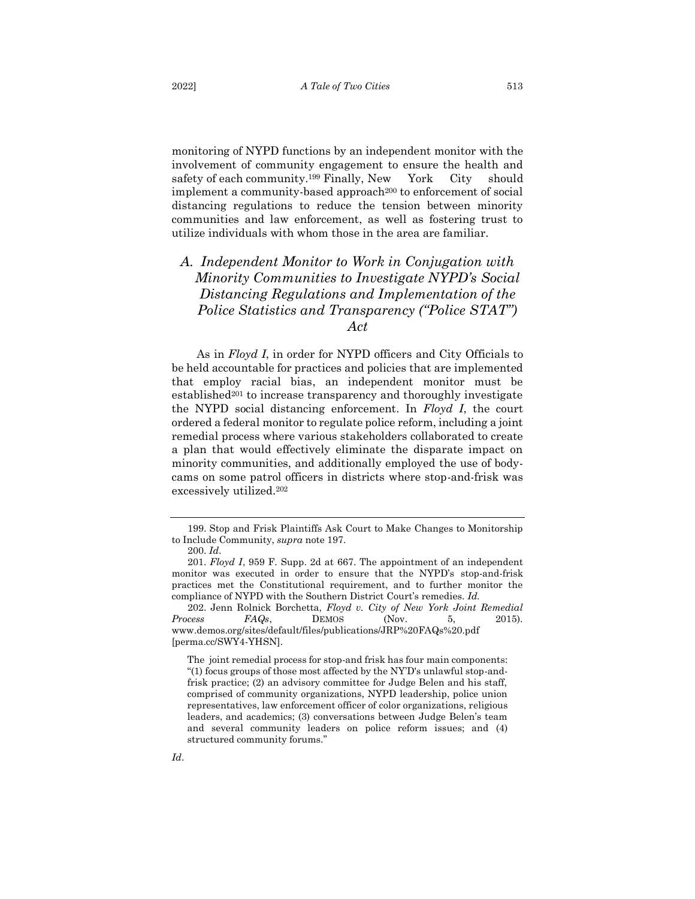monitoring of NYPD functions by an independent monitor with the involvement of community engagement to ensure the health and safety of each community.[199] Finally, New York City should implement a community-based approach[200] to enforcement of social distancing regulations to reduce the tension between minority communities and law enforcement, as well as fostering trust to utilize individuals with whom those in the area are familiar.

### *A. Independent Monitor to Work in Conjugation with Minority Communities to Investigate NYPD's Social Distancing Regulations and Implementation of the Police Statistics and Transparency ("Police STAT") Act*

As in *Floyd I*, in order for NYPD officers and City Officials to be held accountable for practices and policies that are implemented that employ racial bias, an independent monitor must be established[201] to increase transparency and thoroughly investigate the NYPD social distancing enforcement. In *Floyd I*, the court ordered a federal monitor to regulate police reform, including a joint remedial process where various stakeholders collaborated to create a plan that would effectively eliminate the disparate impact on minority communities, and additionally employed the use of body-cams on some patrol officers in districts where stop-and-frisk was excessively utilized.[202]

---

199. Stop and Frisk Plaintiffs Ask Court to Make Changes to Monitorship to Include Community, *supra* note 197.

200. *Id.*

201. *Floyd I*, 959 F. Supp. 2d at 667. The appointment of an independent monitor was executed in order to ensure that the NYPD's stop-and-frisk practices met the Constitutional requirement, and to further monitor the compliance of NYPD with the Southern District Court's remedies. *Id.*

202. Jenn Rolnick Borchetta, *Floyd v. City of New York Joint Remedial Process FAQs*, DEMOS (Nov. 5, 2015). www.demos.org/sites/default/files/publications/JRP%20FAQs%20.pdf [perma.cc/SWY4-YHSN].

> The joint remedial process for stop-and frisk has four main components: "(1) focus groups of those most affected by the NY'D's unlawful stop-and-frisk practice; (2) an advisory committee for Judge Belen and his staff, comprised of community organizations, NYPD leadership, police union representatives, law enforcement officer of color organizations, religious leaders, and academics; (3) conversations between Judge Belen's team and several community leaders on police reform issues; and (4) structured community forums."

*Id*.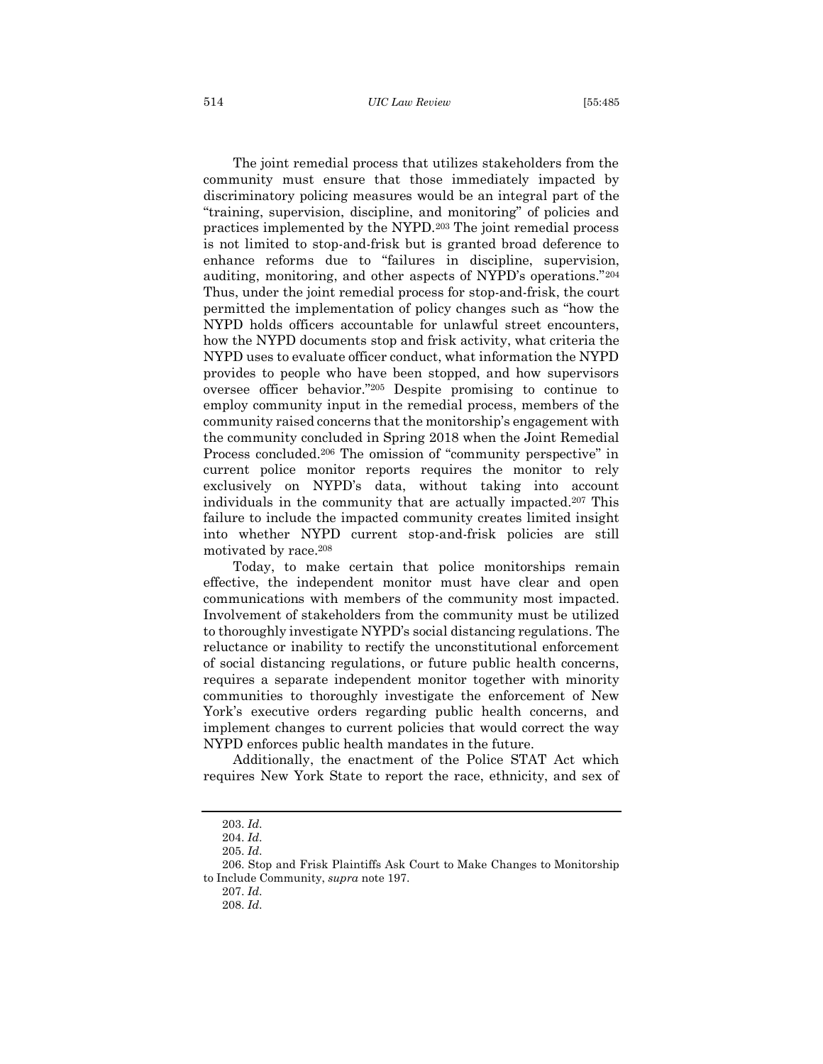The joint remedial process that utilizes stakeholders from the community must ensure that those immediately impacted by discriminatory policing measures would be an integral part of the "training, supervision, discipline, and monitoring" of policies and practices implemented by the NYPD.[203] The joint remedial process is not limited to stop-and-frisk but is granted broad deference to enhance reforms due to "failures in discipline, supervision, auditing, monitoring, and other aspects of NYPD's operations."[204] Thus, under the joint remedial process for stop-and-frisk, the court permitted the implementation of policy changes such as "how the NYPD holds officers accountable for unlawful street encounters, how the NYPD documents stop and frisk activity, what criteria the NYPD uses to evaluate officer conduct, what information the NYPD provides to people who have been stopped, and how supervisors oversee officer behavior."[205] Despite promising to continue to employ community input in the remedial process, members of the community raised concerns that the monitorship's engagement with the community concluded in Spring 2018 when the Joint Remedial Process concluded.[206] The omission of "community perspective" in current police monitor reports requires the monitor to rely exclusively on NYPD's data, without taking into account individuals in the community that are actually impacted.[207] This failure to include the impacted community creates limited insight into whether NYPD current stop-and-frisk policies are still motivated by race.[208]

Today, to make certain that police monitorships remain effective, the independent monitor must have clear and open communications with members of the community most impacted. Involvement of stakeholders from the community must be utilized to thoroughly investigate NYPD's social distancing regulations. The reluctance or inability to rectify the unconstitutional enforcement of social distancing regulations, or future public health concerns, requires a separate independent monitor together with minority communities to thoroughly investigate the enforcement of New York's executive orders regarding public health concerns, and implement changes to current policies that would correct the way NYPD enforces public health mandates in the future.

Additionally, the enactment of the Police STAT Act which requires New York State to report the race, ethnicity, and sex of

---

203. *Id.*

204. *Id.*

205. *Id.*

206. Stop and Frisk Plaintiffs Ask Court to Make Changes to Monitorship to Include Community, *supra* note 197.

207. *Id.*

208. *Id.*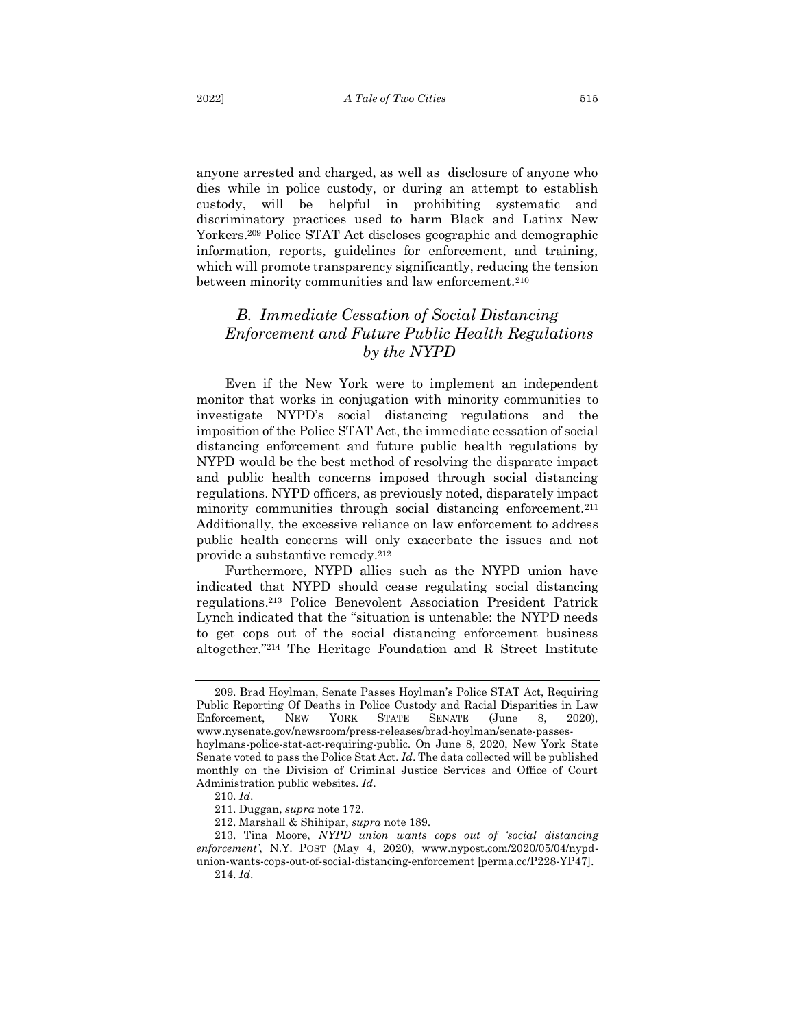anyone arrested and charged, as well as disclosure of anyone who dies while in police custody, or during an attempt to establish custody, will be helpful in prohibiting systematic and discriminatory practices used to harm Black and Latinx New Yorkers.[209] Police STAT Act discloses geographic and demographic information, reports, guidelines for enforcement, and training, which will promote transparency significantly, reducing the tension between minority communities and law enforcement.[210]

## *B. Immediate Cessation of Social Distancing Enforcement and Future Public Health Regulations by the NYPD*

Even if the New York were to implement an independent monitor that works in conjugation with minority communities to investigate NYPD's social distancing regulations and the imposition of the Police STAT Act, the immediate cessation of social distancing enforcement and future public health regulations by NYPD would be the best method of resolving the disparate impact and public health concerns imposed through social distancing regulations. NYPD officers, as previously noted, disparately impact minority communities through social distancing enforcement.[211] Additionally, the excessive reliance on law enforcement to address public health concerns will only exacerbate the issues and not provide a substantive remedy.[212]

Furthermore, NYPD allies such as the NYPD union have indicated that NYPD should cease regulating social distancing regulations.[213] Police Benevolent Association President Patrick Lynch indicated that the "situation is untenable: the NYPD needs to get cops out of the social distancing enforcement business altogether."[214] The Heritage Foundation and R Street Institute

---

209. Brad Hoylman, Senate Passes Hoylman's Police STAT Act, Requiring Public Reporting Of Deaths in Police Custody and Racial Disparities in Law Enforcement, NEW YORK STATE SENATE (June 8, 2020), www.nysenate.gov/newsroom/press-releases/brad-hoylman/senate-passes-hoylmans-police-stat-act-requiring-public. On June 8, 2020, New York State Senate voted to pass the Police Stat Act. *Id*. The data collected will be published monthly on the Division of Criminal Justice Services and Office of Court Administration public websites. *Id*.

210. *Id*.

211. Duggan, *supra* note 172.

212. Marshall & Shihipar, *supra* note 189.

213. Tina Moore, *NYPD union wants cops out of 'social distancing enforcement'*, N.Y. POST (May 4, 2020), www.nypost.com/2020/05/04/nypd-union-wants-cops-out-of-social-distancing-enforcement [perma.cc/P228-YP47].

214. *Id*.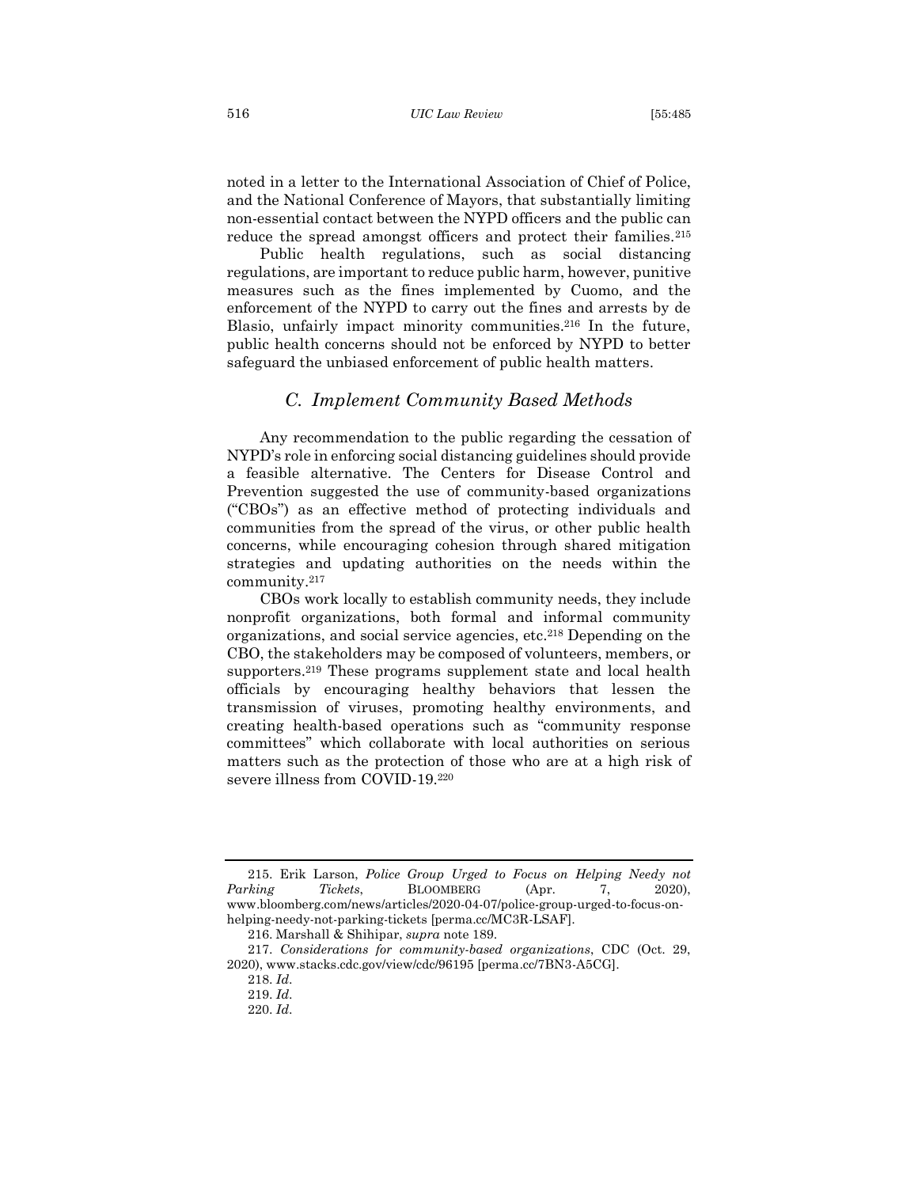noted in a letter to the International Association of Chief of Police, and the National Conference of Mayors, that substantially limiting non-essential contact between the NYPD officers and the public can reduce the spread amongst officers and protect their families.[215]

Public health regulations, such as social distancing regulations, are important to reduce public harm, however, punitive measures such as the fines implemented by Cuomo, and the enforcement of the NYPD to carry out the fines and arrests by de Blasio, unfairly impact minority communities.[216] In the future, public health concerns should not be enforced by NYPD to better safeguard the unbiased enforcement of public health matters.

### *C. Implement Community Based Methods*

Any recommendation to the public regarding the cessation of NYPD's role in enforcing social distancing guidelines should provide a feasible alternative. The Centers for Disease Control and Prevention suggested the use of community-based organizations ("CBOs") as an effective method of protecting individuals and communities from the spread of the virus, or other public health concerns, while encouraging cohesion through shared mitigation strategies and updating authorities on the needs within the community.[217]

CBOs work locally to establish community needs, they include nonprofit organizations, both formal and informal community organizations, and social service agencies, etc.[218] Depending on the CBO, the stakeholders may be composed of volunteers, members, or supporters.[219] These programs supplement state and local health officials by encouraging healthy behaviors that lessen the transmission of viruses, promoting healthy environments, and creating health-based operations such as "community response committees" which collaborate with local authorities on serious matters such as the protection of those who are at a high risk of severe illness from COVID-19.[220]

---

215. Erik Larson, *Police Group Urged to Focus on Helping Needy not Parking Tickets*, BLOOMBERG (Apr. 7, 2020), www.bloomberg.com/news/articles/2020-04-07/police-group-urged-to-focus-on-helping-needy-not-parking-tickets [perma.cc/MC3R-LSAF].

216. Marshall & Shihipar, *supra* note 189.

217. *Considerations for community-based organizations*, CDC (Oct. 29, 2020), www.stacks.cdc.gov/view/cdc/96195 [perma.cc/7BN3-A5CG].

218. *Id*.

219. *Id*.

220. *Id*.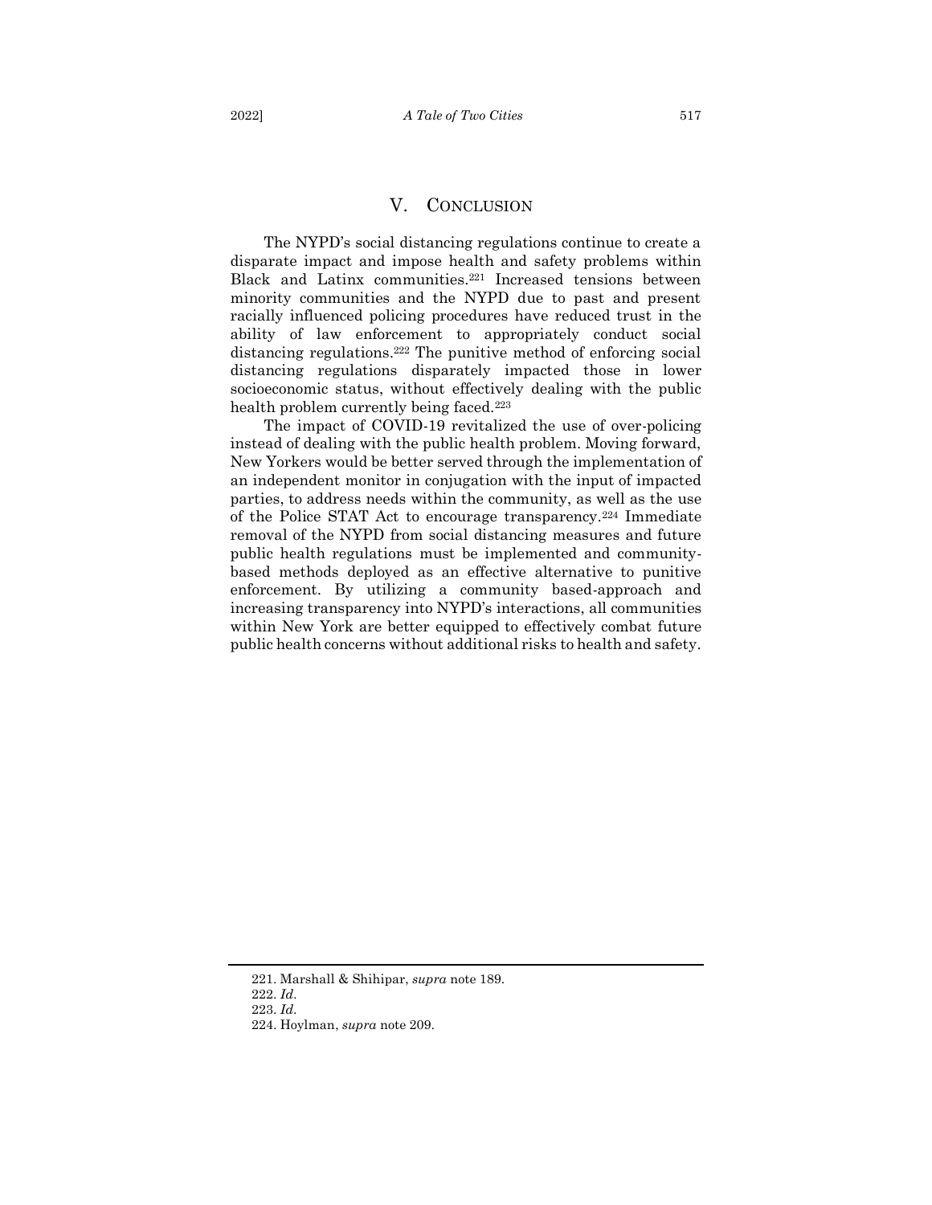## V. Conclusion

The NYPD's social distancing regulations continue to create a disparate impact and impose health and safety problems within Black and Latinx communities.[221] Increased tensions between minority communities and the NYPD due to past and present racially influenced policing procedures have reduced trust in the ability of law enforcement to appropriately conduct social distancing regulations.[222] The punitive method of enforcing social distancing regulations disparately impacted those in lower socioeconomic status, without effectively dealing with the public health problem currently being faced.[223]

The impact of COVID-19 revitalized the use of over-policing instead of dealing with the public health problem. Moving forward, New Yorkers would be better served through the implementation of an independent monitor in conjugation with the input of impacted parties, to address needs within the community, as well as the use of the Police STAT Act to encourage transparency.[224] Immediate removal of the NYPD from social distancing measures and future public health regulations must be implemented and community-based methods deployed as an effective alternative to punitive enforcement. By utilizing a community based-approach and increasing transparency into NYPD's interactions, all communities within New York are better equipped to effectively combat future public health concerns without additional risks to health and safety.

---

221. Marshall & Shihipar, *supra* note 189.
222. *Id.*
223. *Id.*
224. Hoylman, *supra* note 209.